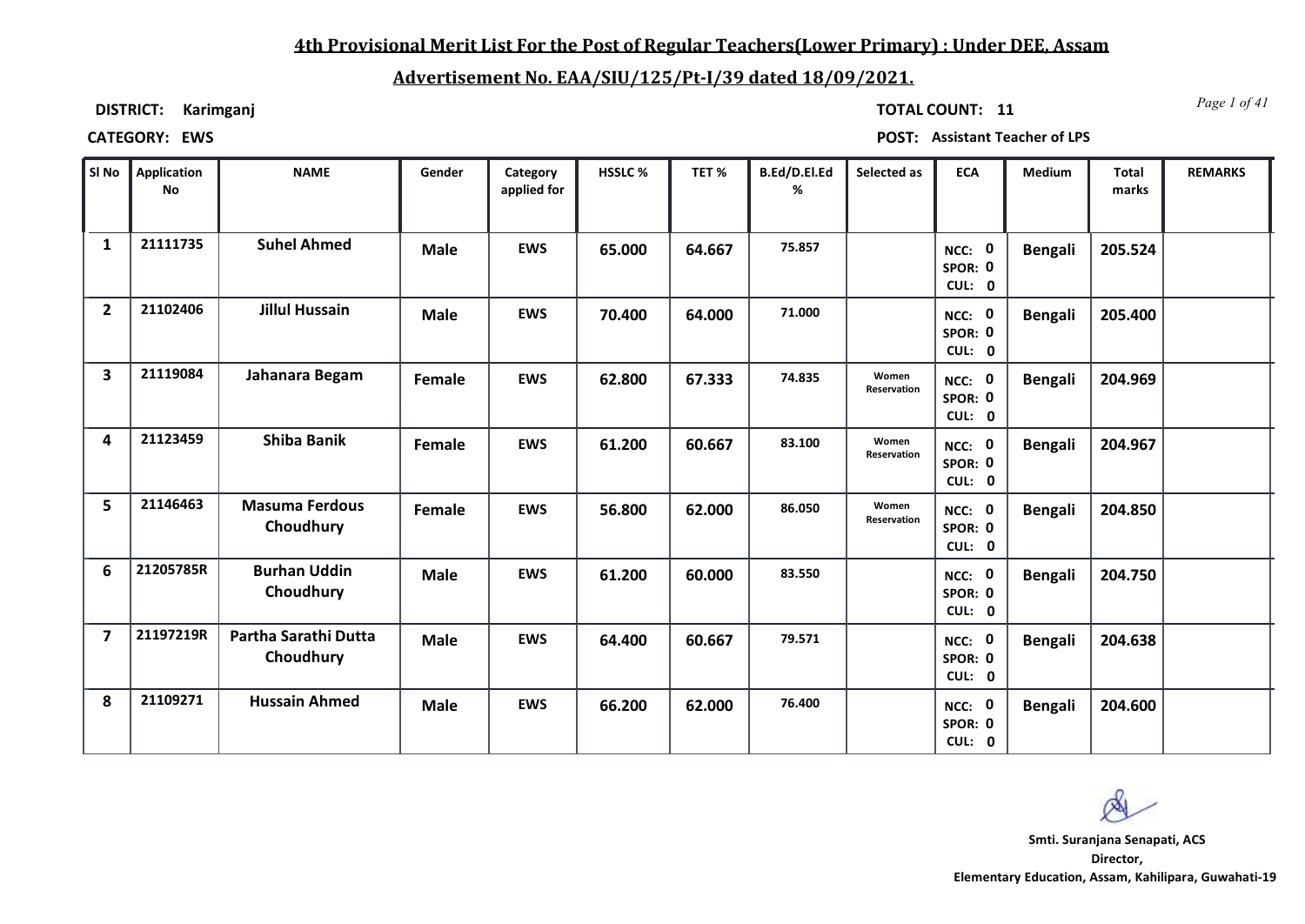## 4th Provisional Merit List For the Post of Regular Teachers(Lower Primary) : Under DEE, Assam

## Advertisement No. EAA/SIU/125/Pt-I/39 dated 18/09/2021.

**DISTRICT:** Karimganj

**TOTAL COUNT:** 11

**CATEGORY:** EWS

**POST:** Assistant Teacher of LPS

| Sl No | Application No | NAME | Gender | Category applied for | HSSLC % | TET % | B.Ed/D.El.Ed % | Selected as | ECA | Medium | Total marks | REMARKS |
|---|---|---|---|---|---|---|---|---|---|---|---|---|
| 1 | 21111735 | Suhel Ahmed | Male | EWS | 65.000 | 64.667 | 75.857 | | NCC: 0 SPOR: 0 CUL: 0 | Bengali | 205.524 | |
| 2 | 21102406 | Jillul Hussain | Male | EWS | 70.400 | 64.000 | 71.000 | | NCC: 0 SPOR: 0 CUL: 0 | Bengali | 205.400 | |
| 3 | 21119084 | Jahanara Begam | Female | EWS | 62.800 | 67.333 | 74.835 | Women Reservation | NCC: 0 SPOR: 0 CUL: 0 | Bengali | 204.969 | |
| 4 | 21123459 | Shiba Banik | Female | EWS | 61.200 | 60.667 | 83.100 | Women Reservation | NCC: 0 SPOR: 0 CUL: 0 | Bengali | 204.967 | |
| 5 | 21146463 | Masuma Ferdous Choudhury | Female | EWS | 56.800 | 62.000 | 86.050 | Women Reservation | NCC: 0 SPOR: 0 CUL: 0 | Bengali | 204.850 | |
| 6 | 21205785R | Burhan Uddin Choudhury | Male | EWS | 61.200 | 60.000 | 83.550 | | NCC: 0 SPOR: 0 CUL: 0 | Bengali | 204.750 | |
| 7 | 21197219R | Partha Sarathi Dutta Choudhury | Male | EWS | 64.400 | 60.667 | 79.571 | | NCC: 0 SPOR: 0 CUL: 0 | Bengali | 204.638 | |
| 8 | 21109271 | Hussain Ahmed | Male | EWS | 66.200 | 62.000 | 76.400 | | NCC: 0 SPOR: 0 CUL: 0 | Bengali | 204.600 | |

**Smti. Suranjana Senapati, ACS**
**Director,**
**Elementary Education, Assam, Kahilipara, Guwahati-19**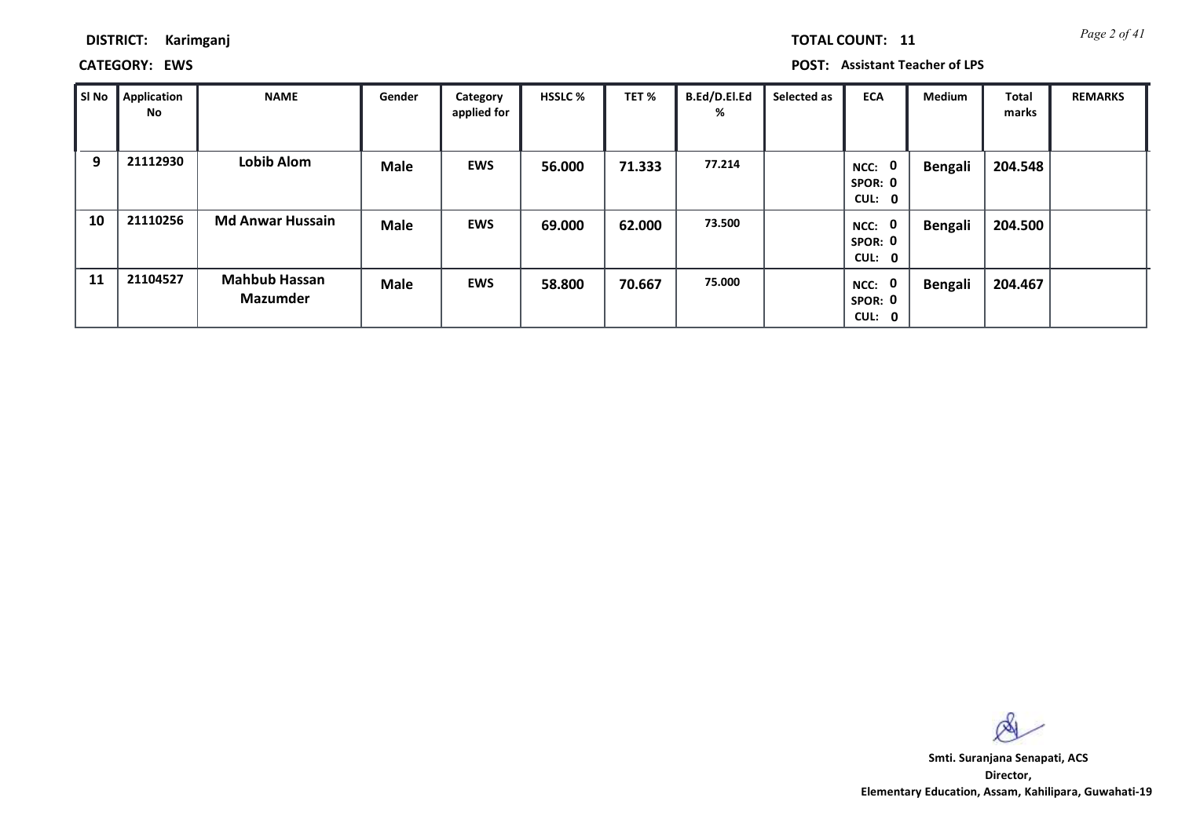**DISTRICT:** Karimganj

**TOTAL COUNT:** 11

**CATEGORY:** EWS

**POST:** Assistant Teacher of LPS

| Sl No | Application No | NAME | Gender | Category applied for | HSSLC % | TET % | B.Ed/D.El.Ed % | Selected as | ECA | Medium | Total marks | REMARKS |
|---|---|---|---|---|---|---|---|---|---|---|---|---|
| 9 | 21112930 | Lobib Alom | Male | EWS | 56.000 | 71.333 | 77.214 | | NCC: 0 SPOR: 0 CUL: 0 | Bengali | 204.548 | |
| 10 | 21110256 | Md Anwar Hussain | Male | EWS | 69.000 | 62.000 | 73.500 | | NCC: 0 SPOR: 0 CUL: 0 | Bengali | 204.500 | |
| 11 | 21104527 | Mahbub Hassan Mazumder | Male | EWS | 58.800 | 70.667 | 75.000 | | NCC: 0 SPOR: 0 CUL: 0 | Bengali | 204.467 | |

**Smti. Suranjana Senapati, ACS**
**Director,**
**Elementary Education, Assam, Kahilipara, Guwahati-19**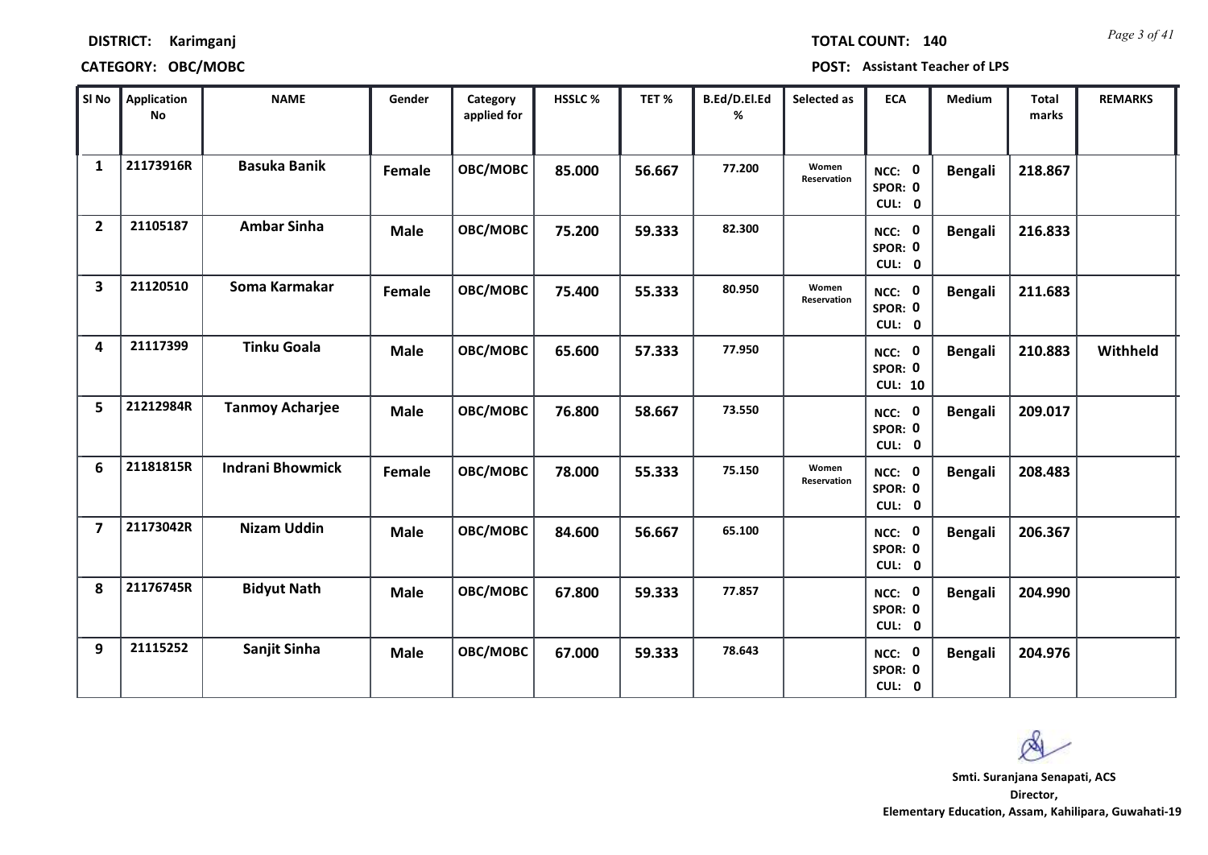**DISTRICT:** Karimganj

**TOTAL COUNT:** 140

**CATEGORY:** OBC/MOBC

**POST:** Assistant Teacher of LPS

| Sl No | Application No | NAME | Gender | Category applied for | HSSLC % | TET % | B.Ed/D.El.Ed % | Selected as | ECA | Medium | Total marks | REMARKS |
|---|---|---|---|---|---|---|---|---|---|---|---|---|
| 1 | 21173916R | Basuka Banik | Female | OBC/MOBC | 85.000 | 56.667 | 77.200 | Women Reservation | NCC: 0 SPOR: 0 CUL: 0 | Bengali | 218.867 | |
| 2 | 21105187 | Ambar Sinha | Male | OBC/MOBC | 75.200 | 59.333 | 82.300 | | NCC: 0 SPOR: 0 CUL: 0 | Bengali | 216.833 | |
| 3 | 21120510 | Soma Karmakar | Female | OBC/MOBC | 75.400 | 55.333 | 80.950 | Women Reservation | NCC: 0 SPOR: 0 CUL: 0 | Bengali | 211.683 | |
| 4 | 21117399 | Tinku Goala | Male | OBC/MOBC | 65.600 | 57.333 | 77.950 | | NCC: 0 SPOR: 0 CUL: 10 | Bengali | 210.883 | Withheld |
| 5 | 21212984R | Tanmoy Acharjee | Male | OBC/MOBC | 76.800 | 58.667 | 73.550 | | NCC: 0 SPOR: 0 CUL: 0 | Bengali | 209.017 | |
| 6 | 21181815R | Indrani Bhowmick | Female | OBC/MOBC | 78.000 | 55.333 | 75.150 | Women Reservation | NCC: 0 SPOR: 0 CUL: 0 | Bengali | 208.483 | |
| 7 | 21173042R | Nizam Uddin | Male | OBC/MOBC | 84.600 | 56.667 | 65.100 | | NCC: 0 SPOR: 0 CUL: 0 | Bengali | 206.367 | |
| 8 | 21176745R | Bidyut Nath | Male | OBC/MOBC | 67.800 | 59.333 | 77.857 | | NCC: 0 SPOR: 0 CUL: 0 | Bengali | 204.990 | |
| 9 | 21115252 | Sanjit Sinha | Male | OBC/MOBC | 67.000 | 59.333 | 78.643 | | NCC: 0 SPOR: 0 CUL: 0 | Bengali | 204.976 | |

**Smti. Suranjana Senapati, ACS**
**Director,**
**Elementary Education, Assam, Kahilipara, Guwahati-19**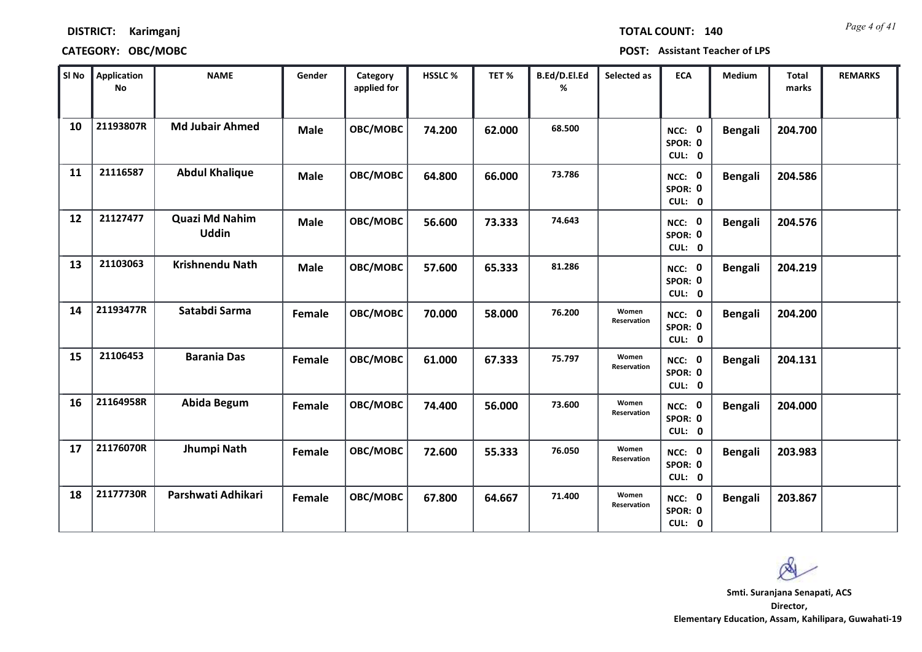**DISTRICT: Karimganj** **TOTAL COUNT: 140**

**CATEGORY: OBC/MOBC** **POST: Assistant Teacher of LPS**

| Sl No | Application No | NAME | Gender | Category applied for | HSSLC % | TET % | B.Ed/D.El.Ed % | Selected as | ECA | Medium | Total marks | REMARKS |
|---|---|---|---|---|---|---|---|---|---|---|---|---|
| 10 | 21193807R | Md Jubair Ahmed | Male | OBC/MOBC | 74.200 | 62.000 | 68.500 | | NCC: 0 SPOR: 0 CUL: 0 | Bengali | 204.700 | |
| 11 | 21116587 | Abdul Khalique | Male | OBC/MOBC | 64.800 | 66.000 | 73.786 | | NCC: 0 SPOR: 0 CUL: 0 | Bengali | 204.586 | |
| 12 | 21127477 | Quazi Md Nahim Uddin | Male | OBC/MOBC | 56.600 | 73.333 | 74.643 | | NCC: 0 SPOR: 0 CUL: 0 | Bengali | 204.576 | |
| 13 | 21103063 | Krishnendu Nath | Male | OBC/MOBC | 57.600 | 65.333 | 81.286 | | NCC: 0 SPOR: 0 CUL: 0 | Bengali | 204.219 | |
| 14 | 21193477R | Satabdi Sarma | Female | OBC/MOBC | 70.000 | 58.000 | 76.200 | Women Reservation | NCC: 0 SPOR: 0 CUL: 0 | Bengali | 204.200 | |
| 15 | 21106453 | Barania Das | Female | OBC/MOBC | 61.000 | 67.333 | 75.797 | Women Reservation | NCC: 0 SPOR: 0 CUL: 0 | Bengali | 204.131 | |
| 16 | 21164958R | Abida Begum | Female | OBC/MOBC | 74.400 | 56.000 | 73.600 | Women Reservation | NCC: 0 SPOR: 0 CUL: 0 | Bengali | 204.000 | |
| 17 | 21176070R | Jhumpi Nath | Female | OBC/MOBC | 72.600 | 55.333 | 76.050 | Women Reservation | NCC: 0 SPOR: 0 CUL: 0 | Bengali | 203.983 | |
| 18 | 21177730R | Parshwati Adhikari | Female | OBC/MOBC | 67.800 | 64.667 | 71.400 | Women Reservation | NCC: 0 SPOR: 0 CUL: 0 | Bengali | 203.867 | |

**Smti. Suranjana Senapati, ACS**
**Director,**
**Elementary Education, Assam, Kahilipara, Guwahati-19**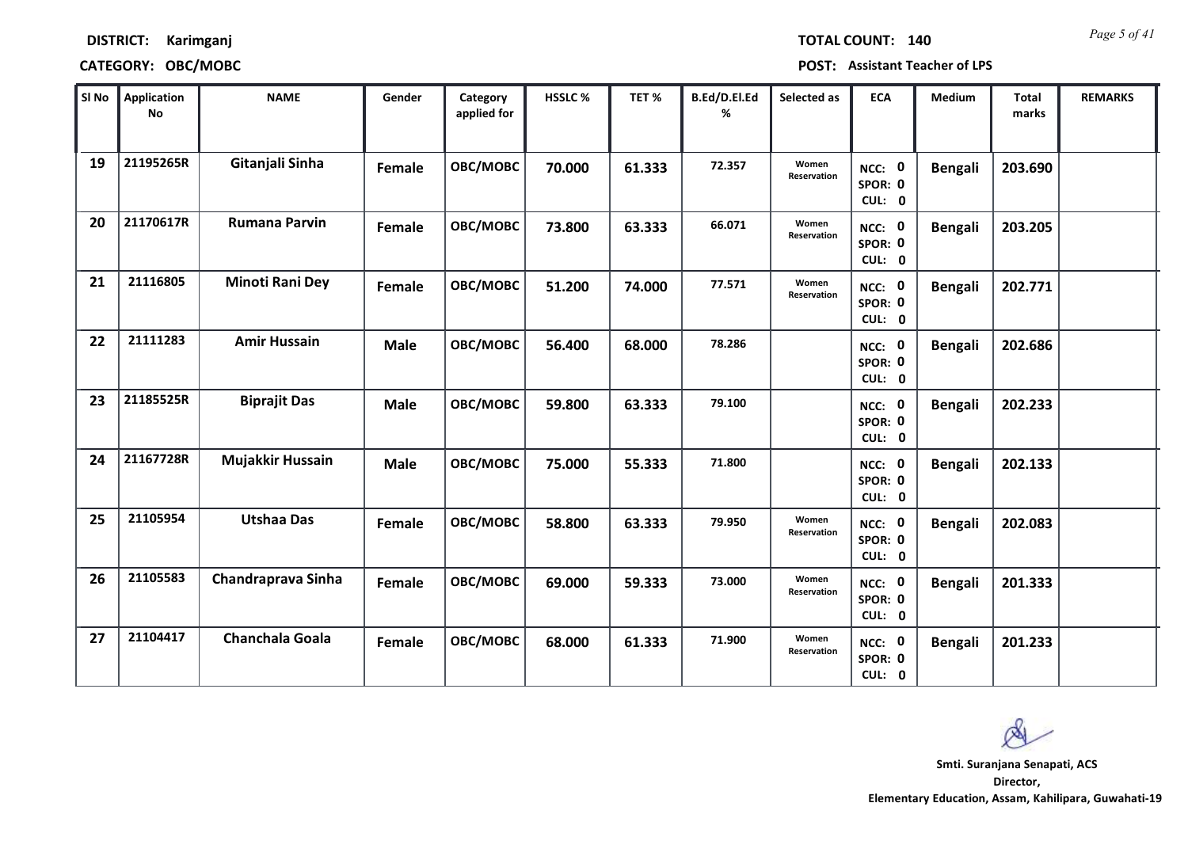**DISTRICT:** Karimganj

**TOTAL COUNT:** 140

**CATEGORY:** OBC/MOBC

**POST:** Assistant Teacher of LPS

| Sl No | Application No | NAME | Gender | Category applied for | HSSLC % | TET % | B.Ed/D.El.Ed % | Selected as | ECA | Medium | Total marks | REMARKS |
|---|---|---|---|---|---|---|---|---|---|---|---|---|
| 19 | 21195265R | Gitanjali Sinha | Female | OBC/MOBC | 70.000 | 61.333 | 72.357 | Women Reservation | NCC: 0 SPOR: 0 CUL: 0 | Bengali | 203.690 | |
| 20 | 21170617R | Rumana Parvin | Female | OBC/MOBC | 73.800 | 63.333 | 66.071 | Women Reservation | NCC: 0 SPOR: 0 CUL: 0 | Bengali | 203.205 | |
| 21 | 21116805 | Minoti Rani Dey | Female | OBC/MOBC | 51.200 | 74.000 | 77.571 | Women Reservation | NCC: 0 SPOR: 0 CUL: 0 | Bengali | 202.771 | |
| 22 | 21111283 | Amir Hussain | Male | OBC/MOBC | 56.400 | 68.000 | 78.286 | | NCC: 0 SPOR: 0 CUL: 0 | Bengali | 202.686 | |
| 23 | 21185525R | Biprajit Das | Male | OBC/MOBC | 59.800 | 63.333 | 79.100 | | NCC: 0 SPOR: 0 CUL: 0 | Bengali | 202.233 | |
| 24 | 21167728R | Mujakkir Hussain | Male | OBC/MOBC | 75.000 | 55.333 | 71.800 | | NCC: 0 SPOR: 0 CUL: 0 | Bengali | 202.133 | |
| 25 | 21105954 | Utshaa Das | Female | OBC/MOBC | 58.800 | 63.333 | 79.950 | Women Reservation | NCC: 0 SPOR: 0 CUL: 0 | Bengali | 202.083 | |
| 26 | 21105583 | Chandraprava Sinha | Female | OBC/MOBC | 69.000 | 59.333 | 73.000 | Women Reservation | NCC: 0 SPOR: 0 CUL: 0 | Bengali | 201.333 | |
| 27 | 21104417 | Chanchala Goala | Female | OBC/MOBC | 68.000 | 61.333 | 71.900 | Women Reservation | NCC: 0 SPOR: 0 CUL: 0 | Bengali | 201.233 | |

**Smti. Suranjana Senapati, ACS**
**Director,**
**Elementary Education, Assam, Kahilipara, Guwahati-19**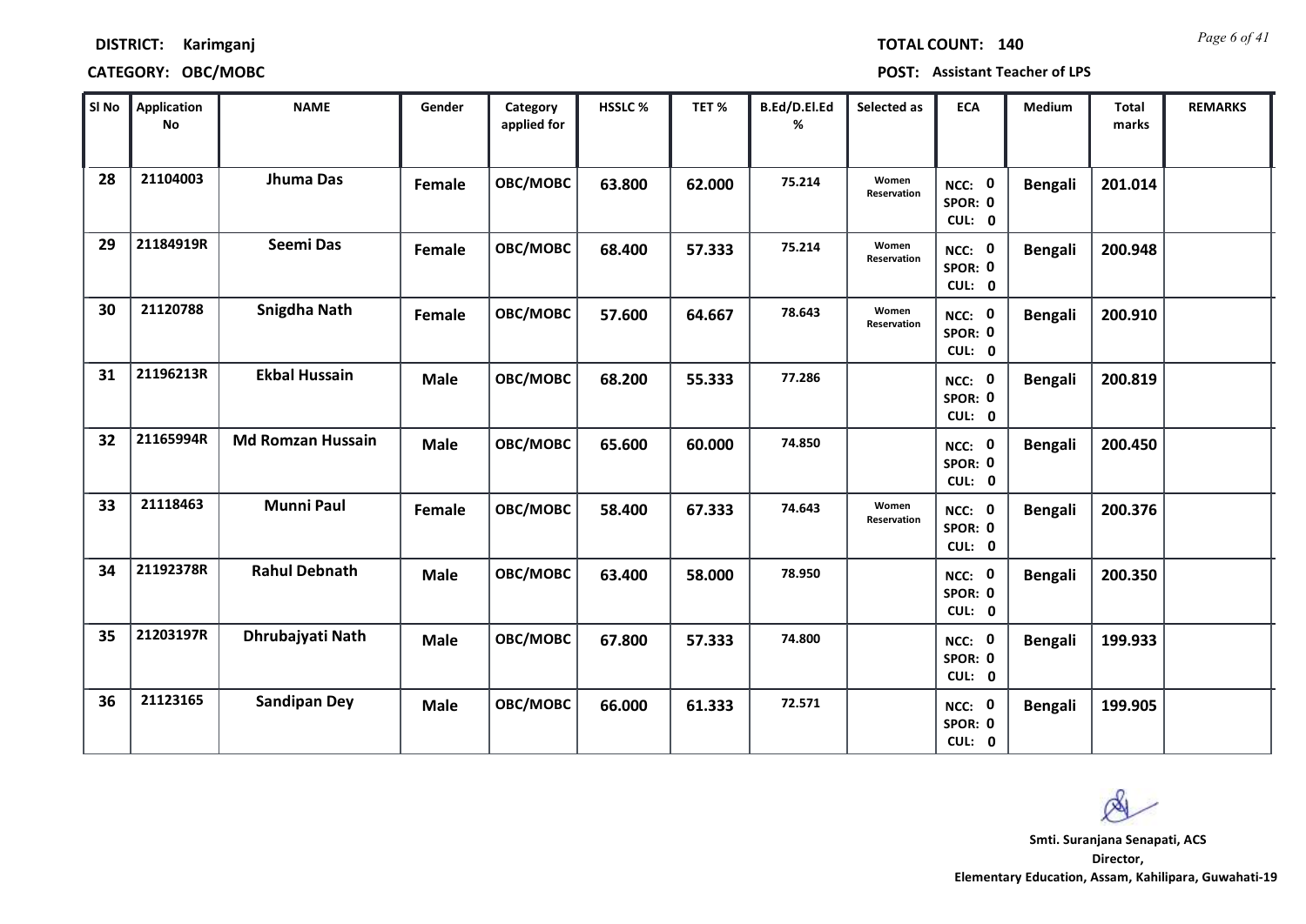**DISTRICT:** Karimganj

**TOTAL COUNT:** 140

**CATEGORY:** OBC/MOBC

**POST:** Assistant Teacher of LPS

| Sl No | Application No | NAME | Gender | Category applied for | HSSLC % | TET % | B.Ed/D.El.Ed % | Selected as | ECA | Medium | Total marks | REMARKS |
|---|---|---|---|---|---|---|---|---|---|---|---|---|
| 28 | 21104003 | Jhuma Das | Female | OBC/MOBC | 63.800 | 62.000 | 75.214 | Women Reservation | NCC: 0 SPOR: 0 CUL: 0 | Bengali | 201.014 | |
| 29 | 21184919R | Seemi Das | Female | OBC/MOBC | 68.400 | 57.333 | 75.214 | Women Reservation | NCC: 0 SPOR: 0 CUL: 0 | Bengali | 200.948 | |
| 30 | 21120788 | Snigdha Nath | Female | OBC/MOBC | 57.600 | 64.667 | 78.643 | Women Reservation | NCC: 0 SPOR: 0 CUL: 0 | Bengali | 200.910 | |
| 31 | 21196213R | Ekbal Hussain | Male | OBC/MOBC | 68.200 | 55.333 | 77.286 | | NCC: 0 SPOR: 0 CUL: 0 | Bengali | 200.819 | |
| 32 | 21165994R | Md Romzan Hussain | Male | OBC/MOBC | 65.600 | 60.000 | 74.850 | | NCC: 0 SPOR: 0 CUL: 0 | Bengali | 200.450 | |
| 33 | 21118463 | Munni Paul | Female | OBC/MOBC | 58.400 | 67.333 | 74.643 | Women Reservation | NCC: 0 SPOR: 0 CUL: 0 | Bengali | 200.376 | |
| 34 | 21192378R | Rahul Debnath | Male | OBC/MOBC | 63.400 | 58.000 | 78.950 | | NCC: 0 SPOR: 0 CUL: 0 | Bengali | 200.350 | |
| 35 | 21203197R | Dhrubajyati Nath | Male | OBC/MOBC | 67.800 | 57.333 | 74.800 | | NCC: 0 SPOR: 0 CUL: 0 | Bengali | 199.933 | |
| 36 | 21123165 | Sandipan Dey | Male | OBC/MOBC | 66.000 | 61.333 | 72.571 | | NCC: 0 SPOR: 0 CUL: 0 | Bengali | 199.905 | |

**Smti. Suranjana Senapati, ACS**
**Director,**
**Elementary Education, Assam, Kahilipara, Guwahati-19**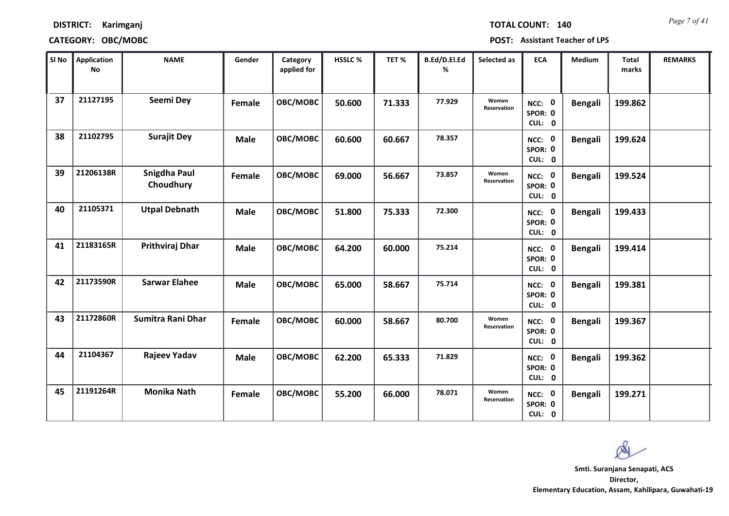**DISTRICT:** Karimganj  **TOTAL COUNT:** 140

**CATEGORY:** OBC/MOBC  **POST:** Assistant Teacher of LPS

| Sl No | Application No | NAME | Gender | Category applied for | HSSLC % | TET % | B.Ed/D.El.Ed % | Selected as | ECA | Medium | Total marks | REMARKS |
|---|---|---|---|---|---|---|---|---|---|---|---|---|
| 37 | 21127195 | Seemi Dey | Female | OBC/MOBC | 50.600 | 71.333 | 77.929 | Women Reservation | NCC: 0 SPOR: 0 CUL: 0 | Bengali | 199.862 | |
| 38 | 21102795 | Surajit Dey | Male | OBC/MOBC | 60.600 | 60.667 | 78.357 | | NCC: 0 SPOR: 0 CUL: 0 | Bengali | 199.624 | |
| 39 | 21206138R | Snigdha Paul Choudhury | Female | OBC/MOBC | 69.000 | 56.667 | 73.857 | Women Reservation | NCC: 0 SPOR: 0 CUL: 0 | Bengali | 199.524 | |
| 40 | 21105371 | Utpal Debnath | Male | OBC/MOBC | 51.800 | 75.333 | 72.300 | | NCC: 0 SPOR: 0 CUL: 0 | Bengali | 199.433 | |
| 41 | 21183165R | Prithviraj Dhar | Male | OBC/MOBC | 64.200 | 60.000 | 75.214 | | NCC: 0 SPOR: 0 CUL: 0 | Bengali | 199.414 | |
| 42 | 21173590R | Sarwar Elahee | Male | OBC/MOBC | 65.000 | 58.667 | 75.714 | | NCC: 0 SPOR: 0 CUL: 0 | Bengali | 199.381 | |
| 43 | 21172860R | Sumitra Rani Dhar | Female | OBC/MOBC | 60.000 | 58.667 | 80.700 | Women Reservation | NCC: 0 SPOR: 0 CUL: 0 | Bengali | 199.367 | |
| 44 | 21104367 | Rajeev Yadav | Male | OBC/MOBC | 62.200 | 65.333 | 71.829 | | NCC: 0 SPOR: 0 CUL: 0 | Bengali | 199.362 | |
| 45 | 21191264R | Monika Nath | Female | OBC/MOBC | 55.200 | 66.000 | 78.071 | Women Reservation | NCC: 0 SPOR: 0 CUL: 0 | Bengali | 199.271 | |

**Smti. Suranjana Senapati, ACS**
**Director,**
**Elementary Education, Assam, Kahilipara, Guwahati-19**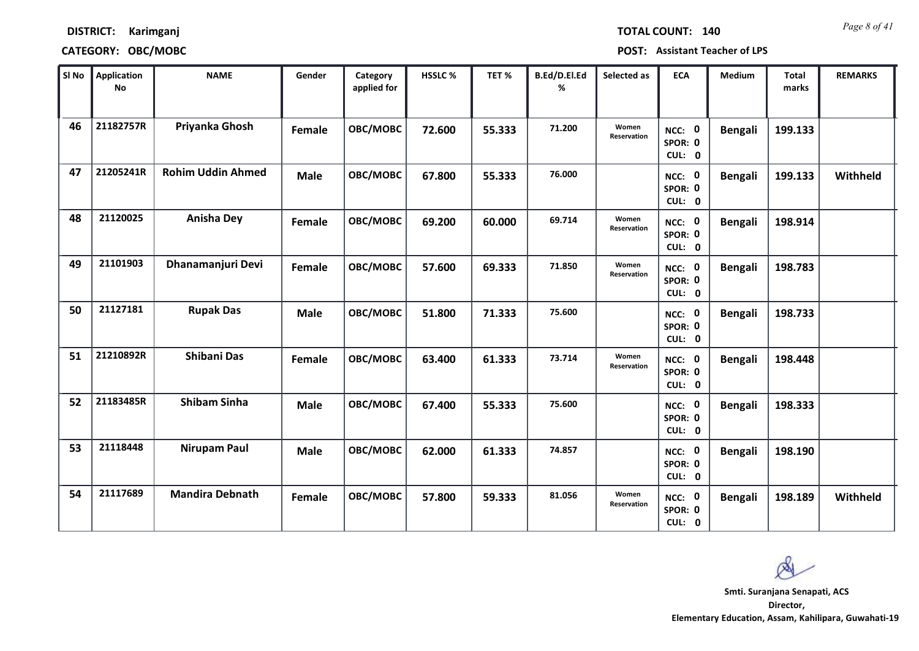**DISTRICT:** Karimganj

**CATEGORY:** OBC/MOBC

**TOTAL COUNT:** 140

**POST:** Assistant Teacher of LPS

| Sl No | Application No | NAME | Gender | Category applied for | HSSLC % | TET % | B.Ed/D.El.Ed % | Selected as | ECA | Medium | Total marks | REMARKS |
|---|---|---|---|---|---|---|---|---|---|---|---|---|
| 46 | 21182757R | Priyanka Ghosh | Female | OBC/MOBC | 72.600 | 55.333 | 71.200 | Women Reservation | NCC: 0 SPOR: 0 CUL: 0 | Bengali | 199.133 | |
| 47 | 21205241R | Rohim Uddin Ahmed | Male | OBC/MOBC | 67.800 | 55.333 | 76.000 | | NCC: 0 SPOR: 0 CUL: 0 | Bengali | 199.133 | Withheld |
| 48 | 21120025 | Anisha Dey | Female | OBC/MOBC | 69.200 | 60.000 | 69.714 | Women Reservation | NCC: 0 SPOR: 0 CUL: 0 | Bengali | 198.914 | |
| 49 | 21101903 | Dhanamanjuri Devi | Female | OBC/MOBC | 57.600 | 69.333 | 71.850 | Women Reservation | NCC: 0 SPOR: 0 CUL: 0 | Bengali | 198.783 | |
| 50 | 21127181 | Rupak Das | Male | OBC/MOBC | 51.800 | 71.333 | 75.600 | | NCC: 0 SPOR: 0 CUL: 0 | Bengali | 198.733 | |
| 51 | 21210892R | Shibani Das | Female | OBC/MOBC | 63.400 | 61.333 | 73.714 | Women Reservation | NCC: 0 SPOR: 0 CUL: 0 | Bengali | 198.448 | |
| 52 | 21183485R | Shibam Sinha | Male | OBC/MOBC | 67.400 | 55.333 | 75.600 | | NCC: 0 SPOR: 0 CUL: 0 | Bengali | 198.333 | |
| 53 | 21118448 | Nirupam Paul | Male | OBC/MOBC | 62.000 | 61.333 | 74.857 | | NCC: 0 SPOR: 0 CUL: 0 | Bengali | 198.190 | |
| 54 | 21117689 | Mandira Debnath | Female | OBC/MOBC | 57.800 | 59.333 | 81.056 | Women Reservation | NCC: 0 SPOR: 0 CUL: 0 | Bengali | 198.189 | Withheld |

**Smti. Suranjana Senapati, ACS**
**Director,**
**Elementary Education, Assam, Kahilipara, Guwahati-19**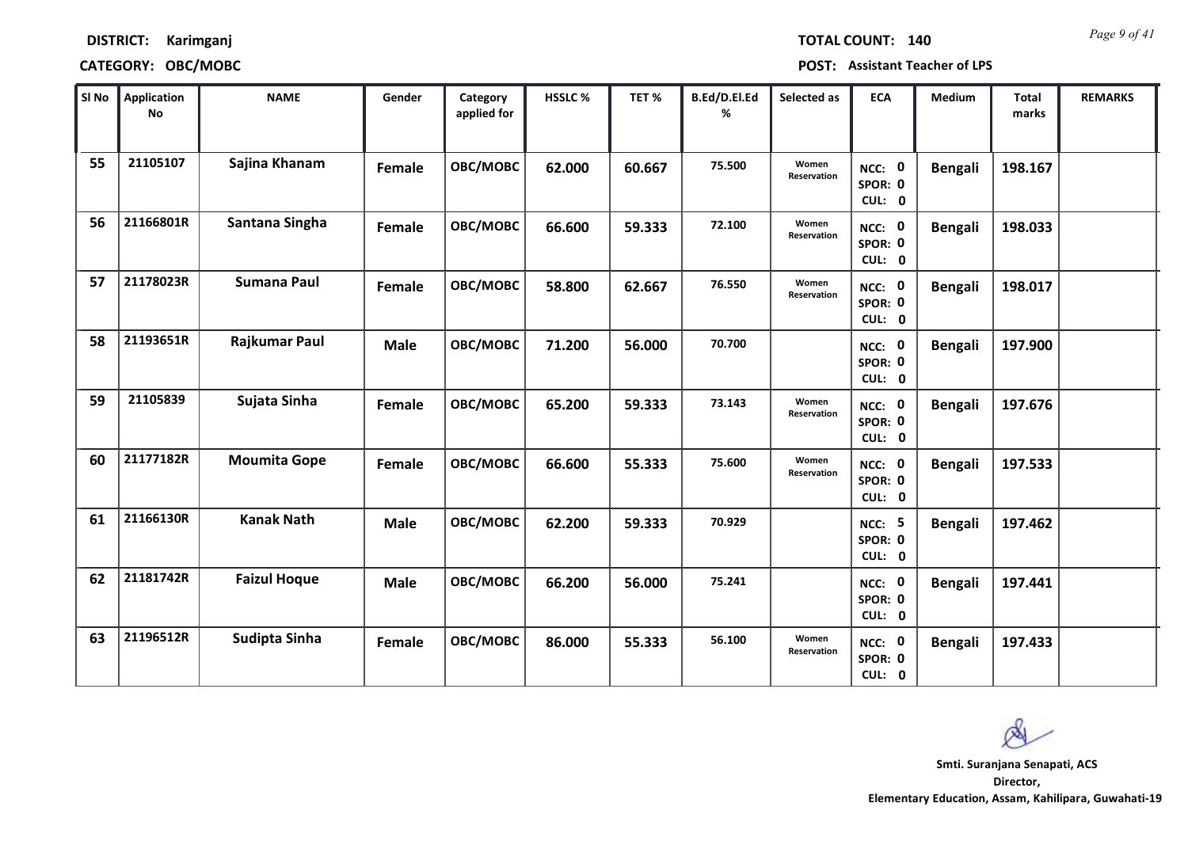**DISTRICT:** Karimganj

**CATEGORY:** OBC/MOBC

**TOTAL COUNT:** 140

**POST:** Assistant Teacher of LPS

| Sl No | Application No | NAME | Gender | Category applied for | HSSLC % | TET % | B.Ed/D.El.Ed % | Selected as | ECA | Medium | Total marks | REMARKS |
|---|---|---|---|---|---|---|---|---|---|---|---|---|
| 55 | 21105107 | Sajina Khanam | Female | OBC/MOBC | 62.000 | 60.667 | 75.500 | Women Reservation | NCC: 0 SPOR: 0 CUL: 0 | Bengali | 198.167 | |
| 56 | 21166801R | Santana Singha | Female | OBC/MOBC | 66.600 | 59.333 | 72.100 | Women Reservation | NCC: 0 SPOR: 0 CUL: 0 | Bengali | 198.033 | |
| 57 | 21178023R | Sumana Paul | Female | OBC/MOBC | 58.800 | 62.667 | 76.550 | Women Reservation | NCC: 0 SPOR: 0 CUL: 0 | Bengali | 198.017 | |
| 58 | 21193651R | Rajkumar Paul | Male | OBC/MOBC | 71.200 | 56.000 | 70.700 | | NCC: 0 SPOR: 0 CUL: 0 | Bengali | 197.900 | |
| 59 | 21105839 | Sujata Sinha | Female | OBC/MOBC | 65.200 | 59.333 | 73.143 | Women Reservation | NCC: 0 SPOR: 0 CUL: 0 | Bengali | 197.676 | |
| 60 | 21177182R | Moumita Gope | Female | OBC/MOBC | 66.600 | 55.333 | 75.600 | Women Reservation | NCC: 0 SPOR: 0 CUL: 0 | Bengali | 197.533 | |
| 61 | 21166130R | Kanak Nath | Male | OBC/MOBC | 62.200 | 59.333 | 70.929 | | NCC: 5 SPOR: 0 CUL: 0 | Bengali | 197.462 | |
| 62 | 21181742R | Faizul Hoque | Male | OBC/MOBC | 66.200 | 56.000 | 75.241 | | NCC: 0 SPOR: 0 CUL: 0 | Bengali | 197.441 | |
| 63 | 21196512R | Sudipta Sinha | Female | OBC/MOBC | 86.000 | 55.333 | 56.100 | Women Reservation | NCC: 0 SPOR: 0 CUL: 0 | Bengali | 197.433 | |

**Smti. Suranjana Senapati, ACS**
**Director,**
**Elementary Education, Assam, Kahilipara, Guwahati-19**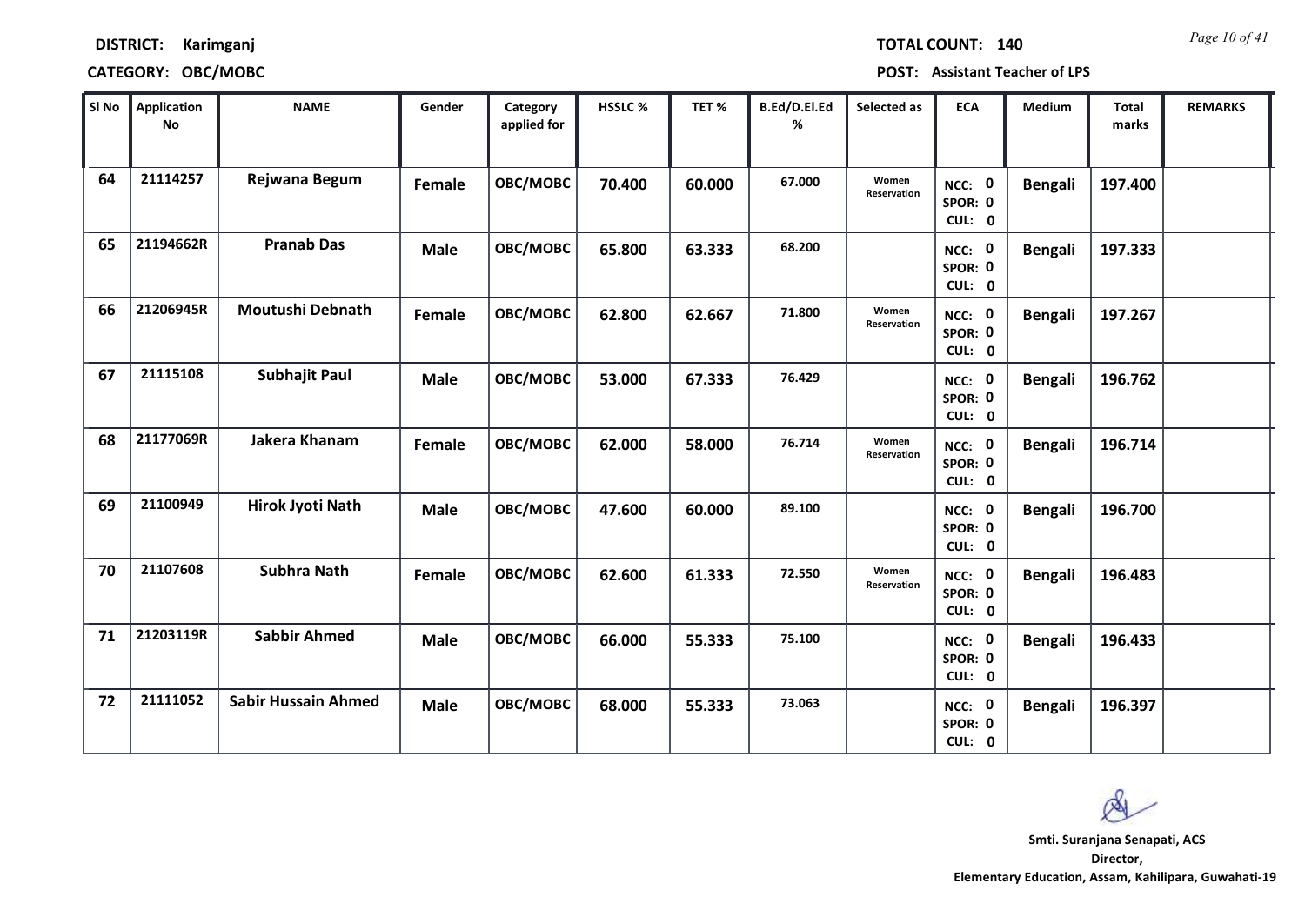**DISTRICT:** Karimganj **TOTAL COUNT:** 140

**CATEGORY:** OBC/MOBC **POST:** Assistant Teacher of LPS

| Sl No | Application No | NAME | Gender | Category applied for | HSSLC % | TET % | B.Ed/D.El.Ed % | Selected as | ECA | Medium | Total marks | REMARKS |
|---|---|---|---|---|---|---|---|---|---|---|---|---|
| 64 | 21114257 | Rejwana Begum | Female | OBC/MOBC | 70.400 | 60.000 | 67.000 | Women Reservation | NCC: 0 SPOR: 0 CUL: 0 | Bengali | 197.400 | |
| 65 | 21194662R | Pranab Das | Male | OBC/MOBC | 65.800 | 63.333 | 68.200 | | NCC: 0 SPOR: 0 CUL: 0 | Bengali | 197.333 | |
| 66 | 21206945R | Moutushi Debnath | Female | OBC/MOBC | 62.800 | 62.667 | 71.800 | Women Reservation | NCC: 0 SPOR: 0 CUL: 0 | Bengali | 197.267 | |
| 67 | 21115108 | Subhajit Paul | Male | OBC/MOBC | 53.000 | 67.333 | 76.429 | | NCC: 0 SPOR: 0 CUL: 0 | Bengali | 196.762 | |
| 68 | 21177069R | Jakera Khanam | Female | OBC/MOBC | 62.000 | 58.000 | 76.714 | Women Reservation | NCC: 0 SPOR: 0 CUL: 0 | Bengali | 196.714 | |
| 69 | 21100949 | Hirok Jyoti Nath | Male | OBC/MOBC | 47.600 | 60.000 | 89.100 | | NCC: 0 SPOR: 0 CUL: 0 | Bengali | 196.700 | |
| 70 | 21107608 | Subhra Nath | Female | OBC/MOBC | 62.600 | 61.333 | 72.550 | Women Reservation | NCC: 0 SPOR: 0 CUL: 0 | Bengali | 196.483 | |
| 71 | 21203119R | Sabbir Ahmed | Male | OBC/MOBC | 66.000 | 55.333 | 75.100 | | NCC: 0 SPOR: 0 CUL: 0 | Bengali | 196.433 | |
| 72 | 21111052 | Sabir Hussain Ahmed | Male | OBC/MOBC | 68.000 | 55.333 | 73.063 | | NCC: 0 SPOR: 0 CUL: 0 | Bengali | 196.397 | |

**Smti. Suranjana Senapati, ACS**
**Director,**
**Elementary Education, Assam, Kahilipara, Guwahati-19**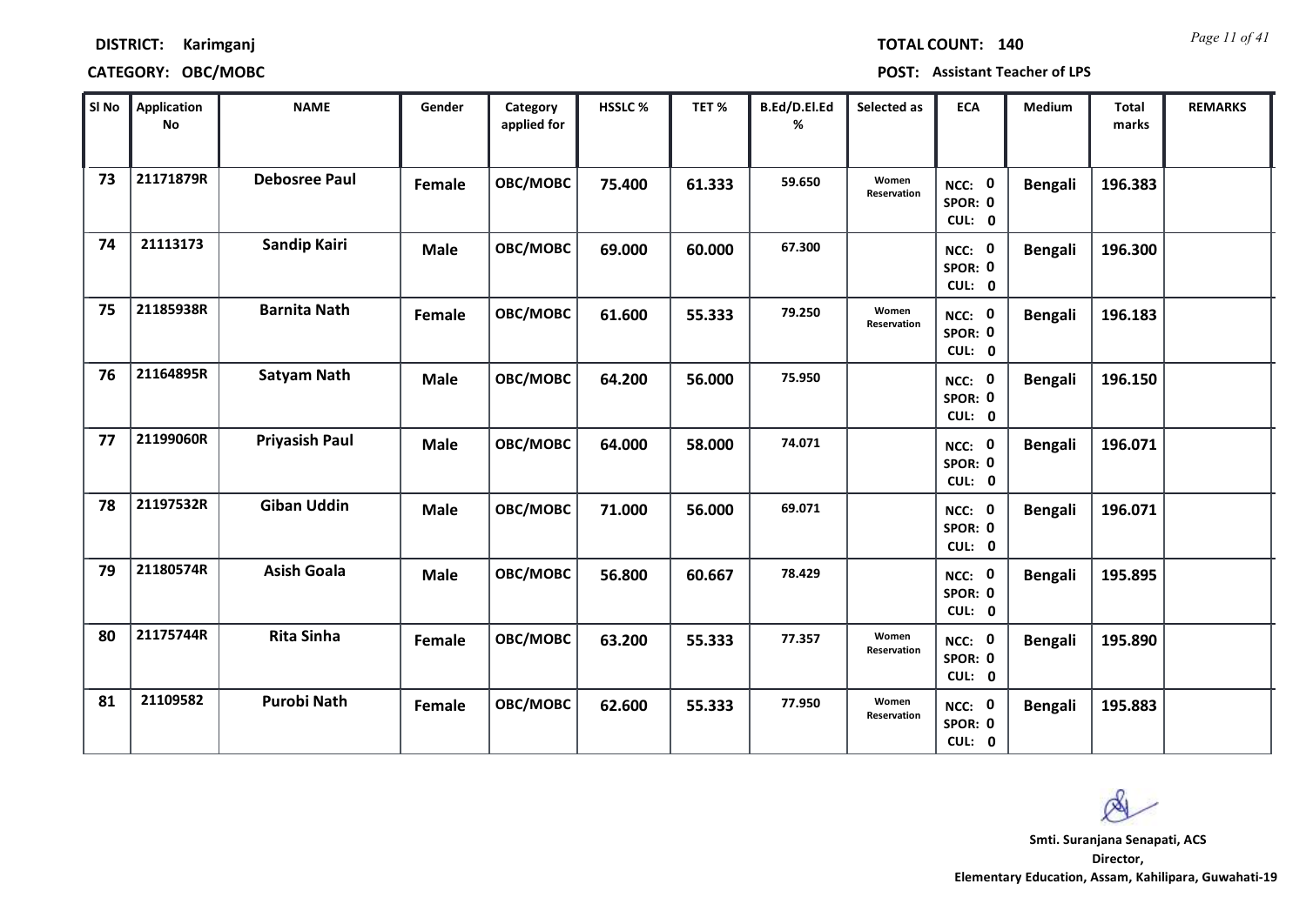**DISTRICT:** Karimganj

**TOTAL COUNT:** 140

**CATEGORY:** OBC/MOBC

**POST:** Assistant Teacher of LPS

| Sl No | Application No | NAME | Gender | Category applied for | HSSLC % | TET % | B.Ed/D.El.Ed % | Selected as | ECA | Medium | Total marks | REMARKS |
|---|---|---|---|---|---|---|---|---|---|---|---|---|
| 73 | 21171879R | Debosree Paul | Female | OBC/MOBC | 75.400 | 61.333 | 59.650 | Women Reservation | NCC: 0 SPOR: 0 CUL: 0 | Bengali | 196.383 | |
| 74 | 21113173 | Sandip Kairi | Male | OBC/MOBC | 69.000 | 60.000 | 67.300 | | NCC: 0 SPOR: 0 CUL: 0 | Bengali | 196.300 | |
| 75 | 21185938R | Barnita Nath | Female | OBC/MOBC | 61.600 | 55.333 | 79.250 | Women Reservation | NCC: 0 SPOR: 0 CUL: 0 | Bengali | 196.183 | |
| 76 | 21164895R | Satyam Nath | Male | OBC/MOBC | 64.200 | 56.000 | 75.950 | | NCC: 0 SPOR: 0 CUL: 0 | Bengali | 196.150 | |
| 77 | 21199060R | Priyasish Paul | Male | OBC/MOBC | 64.000 | 58.000 | 74.071 | | NCC: 0 SPOR: 0 CUL: 0 | Bengali | 196.071 | |
| 78 | 21197532R | Giban Uddin | Male | OBC/MOBC | 71.000 | 56.000 | 69.071 | | NCC: 0 SPOR: 0 CUL: 0 | Bengali | 196.071 | |
| 79 | 21180574R | Asish Goala | Male | OBC/MOBC | 56.800 | 60.667 | 78.429 | | NCC: 0 SPOR: 0 CUL: 0 | Bengali | 195.895 | |
| 80 | 21175744R | Rita Sinha | Female | OBC/MOBC | 63.200 | 55.333 | 77.357 | Women Reservation | NCC: 0 SPOR: 0 CUL: 0 | Bengali | 195.890 | |
| 81 | 21109582 | Purobi Nath | Female | OBC/MOBC | 62.600 | 55.333 | 77.950 | Women Reservation | NCC: 0 SPOR: 0 CUL: 0 | Bengali | 195.883 | |

**Smti. Suranjana Senapati, ACS**
**Director,**
**Elementary Education, Assam, Kahilipara, Guwahati-19**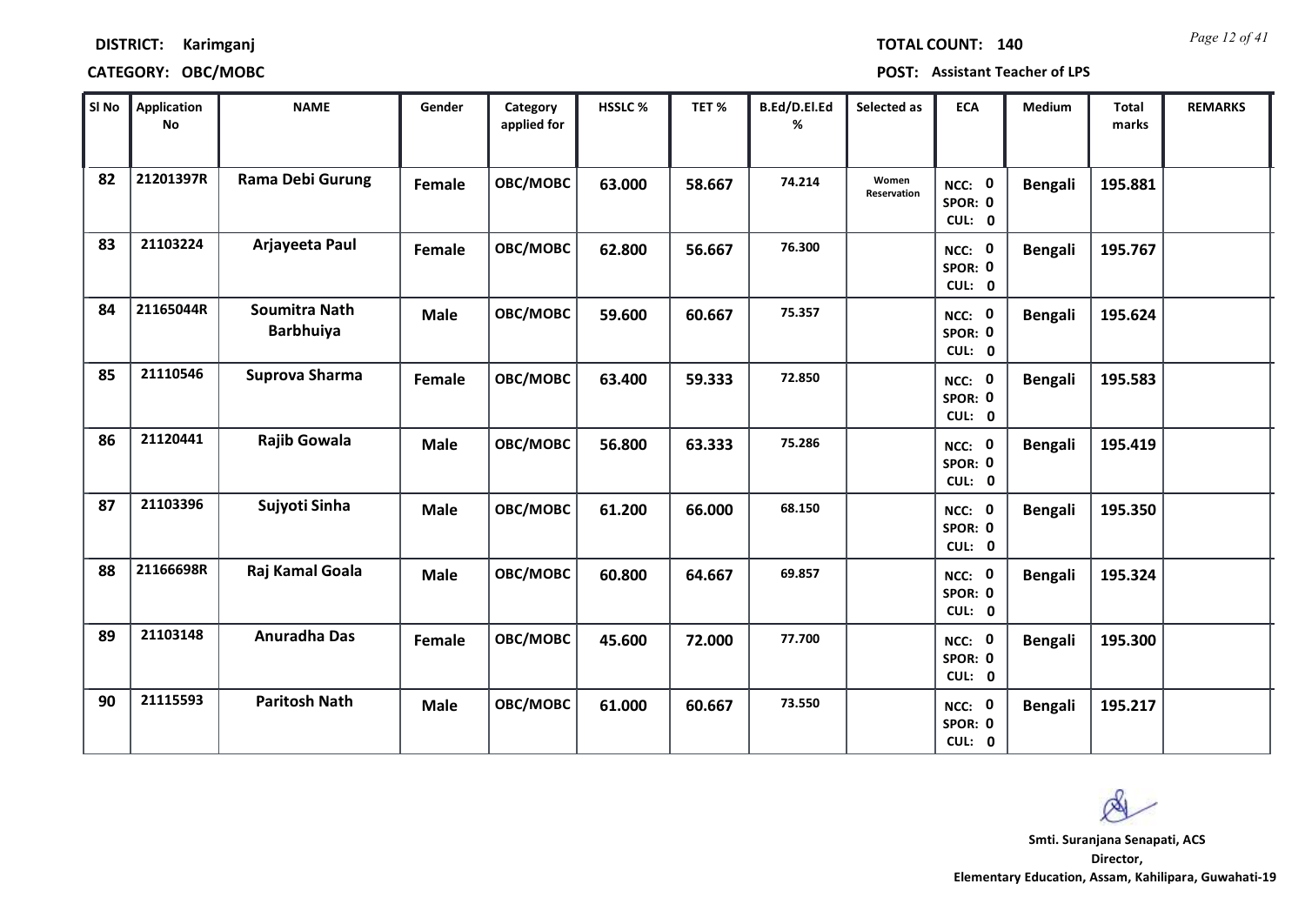**DISTRICT:** Karimganj

**TOTAL COUNT:** 140

**CATEGORY:** OBC/MOBC

**POST:** Assistant Teacher of LPS

| Sl No | Application No | NAME | Gender | Category applied for | HSSLC % | TET % | B.Ed/D.El.Ed % | Selected as | ECA | Medium | Total marks | REMARKS |
|---|---|---|---|---|---|---|---|---|---|---|---|---|
| 82 | 21201397R | Rama Debi Gurung | Female | OBC/MOBC | 63.000 | 58.667 | 74.214 | Women Reservation | NCC: 0 SPOR: 0 CUL: 0 | Bengali | 195.881 | |
| 83 | 21103224 | Arjayeeta Paul | Female | OBC/MOBC | 62.800 | 56.667 | 76.300 | | NCC: 0 SPOR: 0 CUL: 0 | Bengali | 195.767 | |
| 84 | 21165044R | Soumitra Nath Barbhuiya | Male | OBC/MOBC | 59.600 | 60.667 | 75.357 | | NCC: 0 SPOR: 0 CUL: 0 | Bengali | 195.624 | |
| 85 | 21110546 | Suprova Sharma | Female | OBC/MOBC | 63.400 | 59.333 | 72.850 | | NCC: 0 SPOR: 0 CUL: 0 | Bengali | 195.583 | |
| 86 | 21120441 | Rajib Gowala | Male | OBC/MOBC | 56.800 | 63.333 | 75.286 | | NCC: 0 SPOR: 0 CUL: 0 | Bengali | 195.419 | |
| 87 | 21103396 | Sujyoti Sinha | Male | OBC/MOBC | 61.200 | 66.000 | 68.150 | | NCC: 0 SPOR: 0 CUL: 0 | Bengali | 195.350 | |
| 88 | 21166698R | Raj Kamal Goala | Male | OBC/MOBC | 60.800 | 64.667 | 69.857 | | NCC: 0 SPOR: 0 CUL: 0 | Bengali | 195.324 | |
| 89 | 21103148 | Anuradha Das | Female | OBC/MOBC | 45.600 | 72.000 | 77.700 | | NCC: 0 SPOR: 0 CUL: 0 | Bengali | 195.300 | |
| 90 | 21115593 | Paritosh Nath | Male | OBC/MOBC | 61.000 | 60.667 | 73.550 | | NCC: 0 SPOR: 0 CUL: 0 | Bengali | 195.217 | |

**Smti. Suranjana Senapati, ACS**
**Director,**
**Elementary Education, Assam, Kahilipara, Guwahati-19**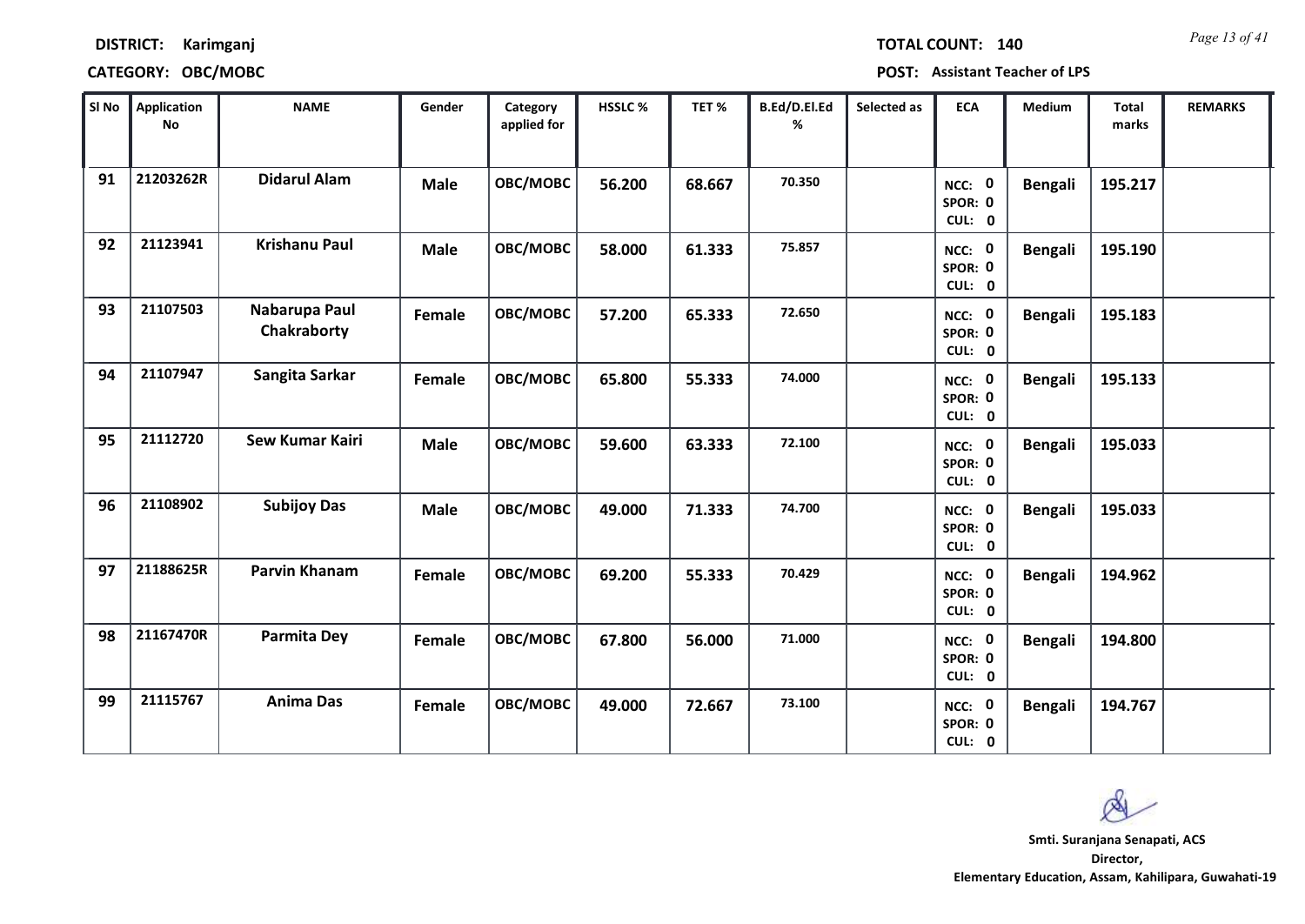**DISTRICT:** Karimganj

**CATEGORY:** OBC/MOBC

**TOTAL COUNT:** 140

**POST:** Assistant Teacher of LPS

| Sl No | Application No | NAME | Gender | Category applied for | HSSLC % | TET % | B.Ed/D.El.Ed % | Selected as | ECA | Medium | Total marks | REMARKS |
|---|---|---|---|---|---|---|---|---|---|---|---|---|
| 91 | 21203262R | Didarul Alam | Male | OBC/MOBC | 56.200 | 68.667 | 70.350 | | NCC: 0 SPOR: 0 CUL: 0 | Bengali | 195.217 | |
| 92 | 21123941 | Krishanu Paul | Male | OBC/MOBC | 58.000 | 61.333 | 75.857 | | NCC: 0 SPOR: 0 CUL: 0 | Bengali | 195.190 | |
| 93 | 21107503 | Nabarupa Paul Chakraborty | Female | OBC/MOBC | 57.200 | 65.333 | 72.650 | | NCC: 0 SPOR: 0 CUL: 0 | Bengali | 195.183 | |
| 94 | 21107947 | Sangita Sarkar | Female | OBC/MOBC | 65.800 | 55.333 | 74.000 | | NCC: 0 SPOR: 0 CUL: 0 | Bengali | 195.133 | |
| 95 | 21112720 | Sew Kumar Kairi | Male | OBC/MOBC | 59.600 | 63.333 | 72.100 | | NCC: 0 SPOR: 0 CUL: 0 | Bengali | 195.033 | |
| 96 | 21108902 | Subijoy Das | Male | OBC/MOBC | 49.000 | 71.333 | 74.700 | | NCC: 0 SPOR: 0 CUL: 0 | Bengali | 195.033 | |
| 97 | 21188625R | Parvin Khanam | Female | OBC/MOBC | 69.200 | 55.333 | 70.429 | | NCC: 0 SPOR: 0 CUL: 0 | Bengali | 194.962 | |
| 98 | 21167470R | Parmita Dey | Female | OBC/MOBC | 67.800 | 56.000 | 71.000 | | NCC: 0 SPOR: 0 CUL: 0 | Bengali | 194.800 | |
| 99 | 21115767 | Anima Das | Female | OBC/MOBC | 49.000 | 72.667 | 73.100 | | NCC: 0 SPOR: 0 CUL: 0 | Bengali | 194.767 | |

**Smti. Suranjana Senapati, ACS**
**Director,**
**Elementary Education, Assam, Kahilipara, Guwahati-19**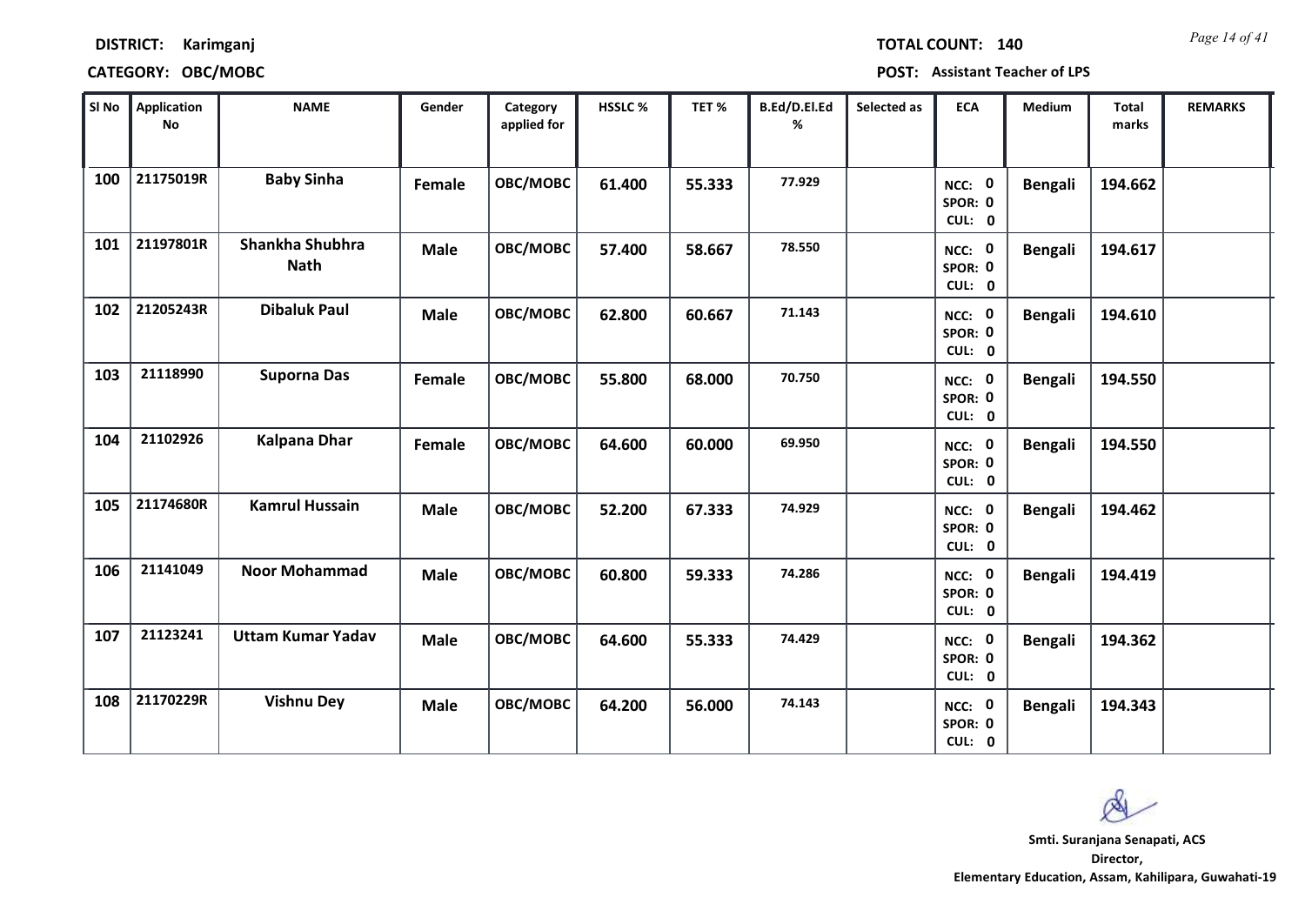**DISTRICT:** Karimganj

**CATEGORY:** OBC/MOBC

**TOTAL COUNT:** 140

**POST:** Assistant Teacher of LPS

| Sl No | Application No | NAME | Gender | Category applied for | HSSLC % | TET % | B.Ed/D.El.Ed % | Selected as | ECA | Medium | Total marks | REMARKS |
|---|---|---|---|---|---|---|---|---|---|---|---|---|
| 100 | 21175019R | Baby Sinha | Female | OBC/MOBC | 61.400 | 55.333 | 77.929 | | NCC: 0 SPOR: 0 CUL: 0 | Bengali | 194.662 | |
| 101 | 21197801R | Shankha Shubhra Nath | Male | OBC/MOBC | 57.400 | 58.667 | 78.550 | | NCC: 0 SPOR: 0 CUL: 0 | Bengali | 194.617 | |
| 102 | 21205243R | Dibaluk Paul | Male | OBC/MOBC | 62.800 | 60.667 | 71.143 | | NCC: 0 SPOR: 0 CUL: 0 | Bengali | 194.610 | |
| 103 | 21118990 | Suporna Das | Female | OBC/MOBC | 55.800 | 68.000 | 70.750 | | NCC: 0 SPOR: 0 CUL: 0 | Bengali | 194.550 | |
| 104 | 21102926 | Kalpana Dhar | Female | OBC/MOBC | 64.600 | 60.000 | 69.950 | | NCC: 0 SPOR: 0 CUL: 0 | Bengali | 194.550 | |
| 105 | 21174680R | Kamrul Hussain | Male | OBC/MOBC | 52.200 | 67.333 | 74.929 | | NCC: 0 SPOR: 0 CUL: 0 | Bengali | 194.462 | |
| 106 | 21141049 | Noor Mohammad | Male | OBC/MOBC | 60.800 | 59.333 | 74.286 | | NCC: 0 SPOR: 0 CUL: 0 | Bengali | 194.419 | |
| 107 | 21123241 | Uttam Kumar Yadav | Male | OBC/MOBC | 64.600 | 55.333 | 74.429 | | NCC: 0 SPOR: 0 CUL: 0 | Bengali | 194.362 | |
| 108 | 21170229R | Vishnu Dey | Male | OBC/MOBC | 64.200 | 56.000 | 74.143 | | NCC: 0 SPOR: 0 CUL: 0 | Bengali | 194.343 | |

**Smti. Suranjana Senapati, ACS**
**Director,**
**Elementary Education, Assam, Kahilipara, Guwahati-19**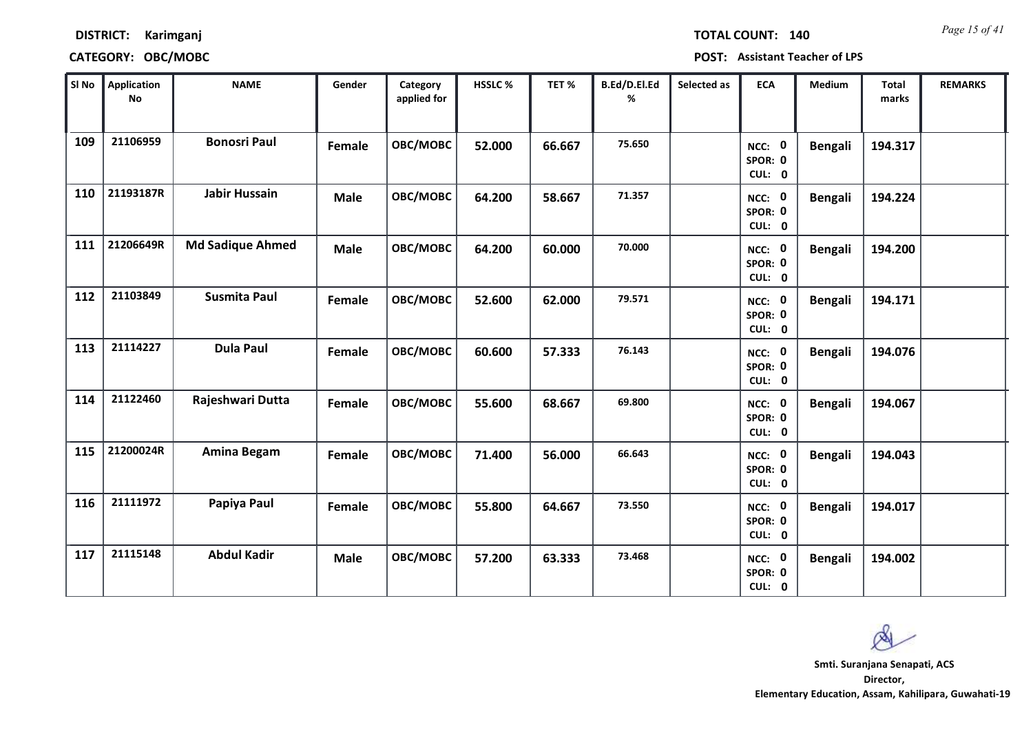**DISTRICT:** Karimganj

**TOTAL COUNT:** 140

**CATEGORY:** OBC/MOBC

**POST:** Assistant Teacher of LPS

| Sl No | Application No | NAME | Gender | Category applied for | HSSLC % | TET % | B.Ed/D.El.Ed % | Selected as | ECA | Medium | Total marks | REMARKS |
|---|---|---|---|---|---|---|---|---|---|---|---|---|
| 109 | 21106959 | Bonosri Paul | Female | OBC/MOBC | 52.000 | 66.667 | 75.650 | | NCC: 0 SPOR: 0 CUL: 0 | Bengali | 194.317 | |
| 110 | 21193187R | Jabir Hussain | Male | OBC/MOBC | 64.200 | 58.667 | 71.357 | | NCC: 0 SPOR: 0 CUL: 0 | Bengali | 194.224 | |
| 111 | 21206649R | Md Sadique Ahmed | Male | OBC/MOBC | 64.200 | 60.000 | 70.000 | | NCC: 0 SPOR: 0 CUL: 0 | Bengali | 194.200 | |
| 112 | 21103849 | Susmita Paul | Female | OBC/MOBC | 52.600 | 62.000 | 79.571 | | NCC: 0 SPOR: 0 CUL: 0 | Bengali | 194.171 | |
| 113 | 21114227 | Dula Paul | Female | OBC/MOBC | 60.600 | 57.333 | 76.143 | | NCC: 0 SPOR: 0 CUL: 0 | Bengali | 194.076 | |
| 114 | 21122460 | Rajeshwari Dutta | Female | OBC/MOBC | 55.600 | 68.667 | 69.800 | | NCC: 0 SPOR: 0 CUL: 0 | Bengali | 194.067 | |
| 115 | 21200024R | Amina Begam | Female | OBC/MOBC | 71.400 | 56.000 | 66.643 | | NCC: 0 SPOR: 0 CUL: 0 | Bengali | 194.043 | |
| 116 | 21111972 | Papiya Paul | Female | OBC/MOBC | 55.800 | 64.667 | 73.550 | | NCC: 0 SPOR: 0 CUL: 0 | Bengali | 194.017 | |
| 117 | 21115148 | Abdul Kadir | Male | OBC/MOBC | 57.200 | 63.333 | 73.468 | | NCC: 0 SPOR: 0 CUL: 0 | Bengali | 194.002 | |

**Smti. Suranjana Senapati, ACS**
**Director,**
**Elementary Education, Assam, Kahilipara, Guwahati-19**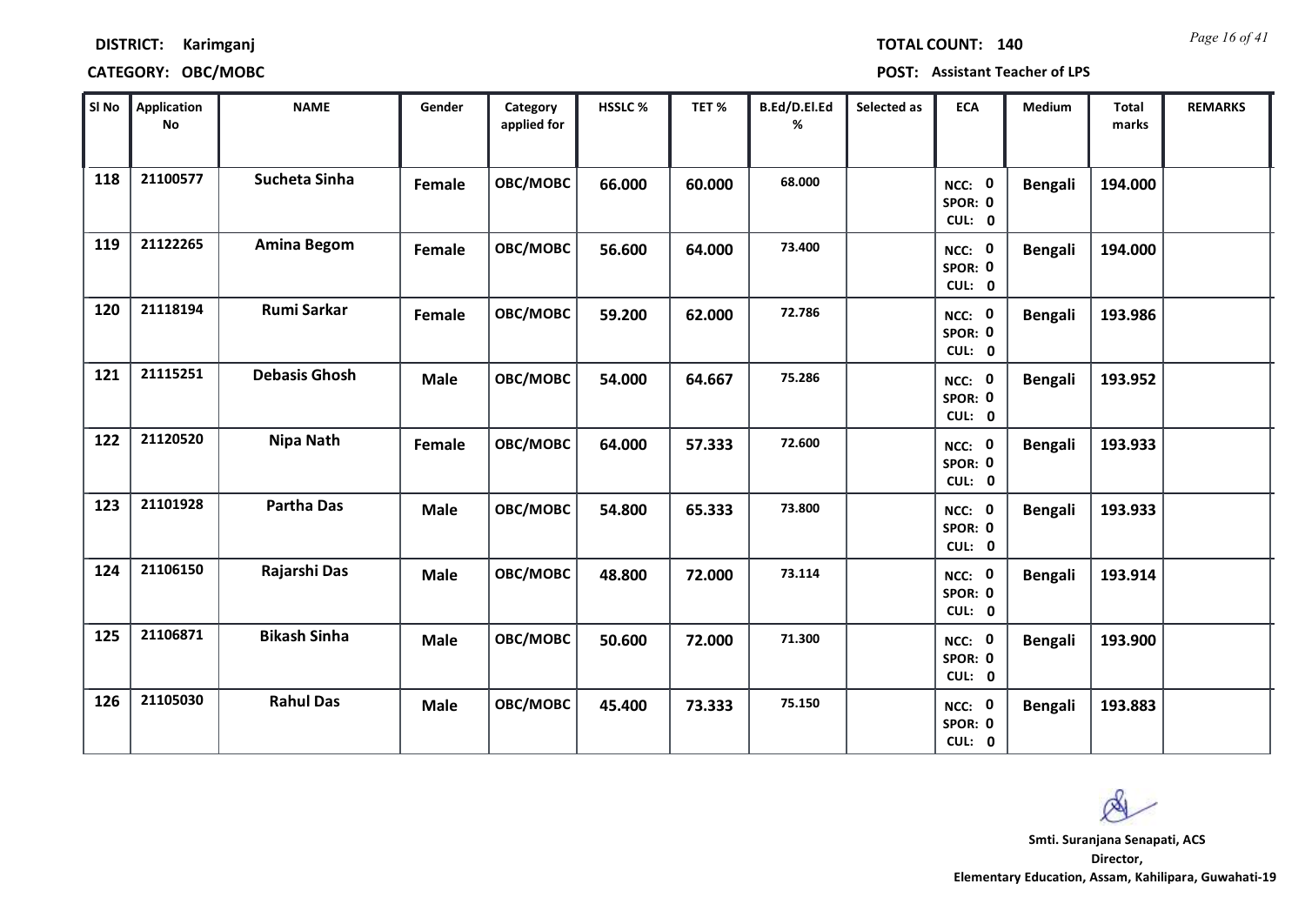**DISTRICT:** Karimganj

**TOTAL COUNT:** 140

**CATEGORY:** OBC/MOBC

**POST:** Assistant Teacher of LPS

| Sl No | Application No | NAME | Gender | Category applied for | HSSLC % | TET % | B.Ed/D.El.Ed % | Selected as | ECA | Medium | Total marks | REMARKS |
|---|---|---|---|---|---|---|---|---|---|---|---|---|
| 118 | 21100577 | Sucheta Sinha | Female | OBC/MOBC | 66.000 | 60.000 | 68.000 | | NCC: 0 SPOR: 0 CUL: 0 | Bengali | 194.000 | |
| 119 | 21122265 | Amina Begom | Female | OBC/MOBC | 56.600 | 64.000 | 73.400 | | NCC: 0 SPOR: 0 CUL: 0 | Bengali | 194.000 | |
| 120 | 21118194 | Rumi Sarkar | Female | OBC/MOBC | 59.200 | 62.000 | 72.786 | | NCC: 0 SPOR: 0 CUL: 0 | Bengali | 193.986 | |
| 121 | 21115251 | Debasis Ghosh | Male | OBC/MOBC | 54.000 | 64.667 | 75.286 | | NCC: 0 SPOR: 0 CUL: 0 | Bengali | 193.952 | |
| 122 | 21120520 | Nipa Nath | Female | OBC/MOBC | 64.000 | 57.333 | 72.600 | | NCC: 0 SPOR: 0 CUL: 0 | Bengali | 193.933 | |
| 123 | 21101928 | Partha Das | Male | OBC/MOBC | 54.800 | 65.333 | 73.800 | | NCC: 0 SPOR: 0 CUL: 0 | Bengali | 193.933 | |
| 124 | 21106150 | Rajarshi Das | Male | OBC/MOBC | 48.800 | 72.000 | 73.114 | | NCC: 0 SPOR: 0 CUL: 0 | Bengali | 193.914 | |
| 125 | 21106871 | Bikash Sinha | Male | OBC/MOBC | 50.600 | 72.000 | 71.300 | | NCC: 0 SPOR: 0 CUL: 0 | Bengali | 193.900 | |
| 126 | 21105030 | Rahul Das | Male | OBC/MOBC | 45.400 | 73.333 | 75.150 | | NCC: 0 SPOR: 0 CUL: 0 | Bengali | 193.883 | |

**Smti. Suranjana Senapati, ACS**
**Director,**
**Elementary Education, Assam, Kahilipara, Guwahati-19**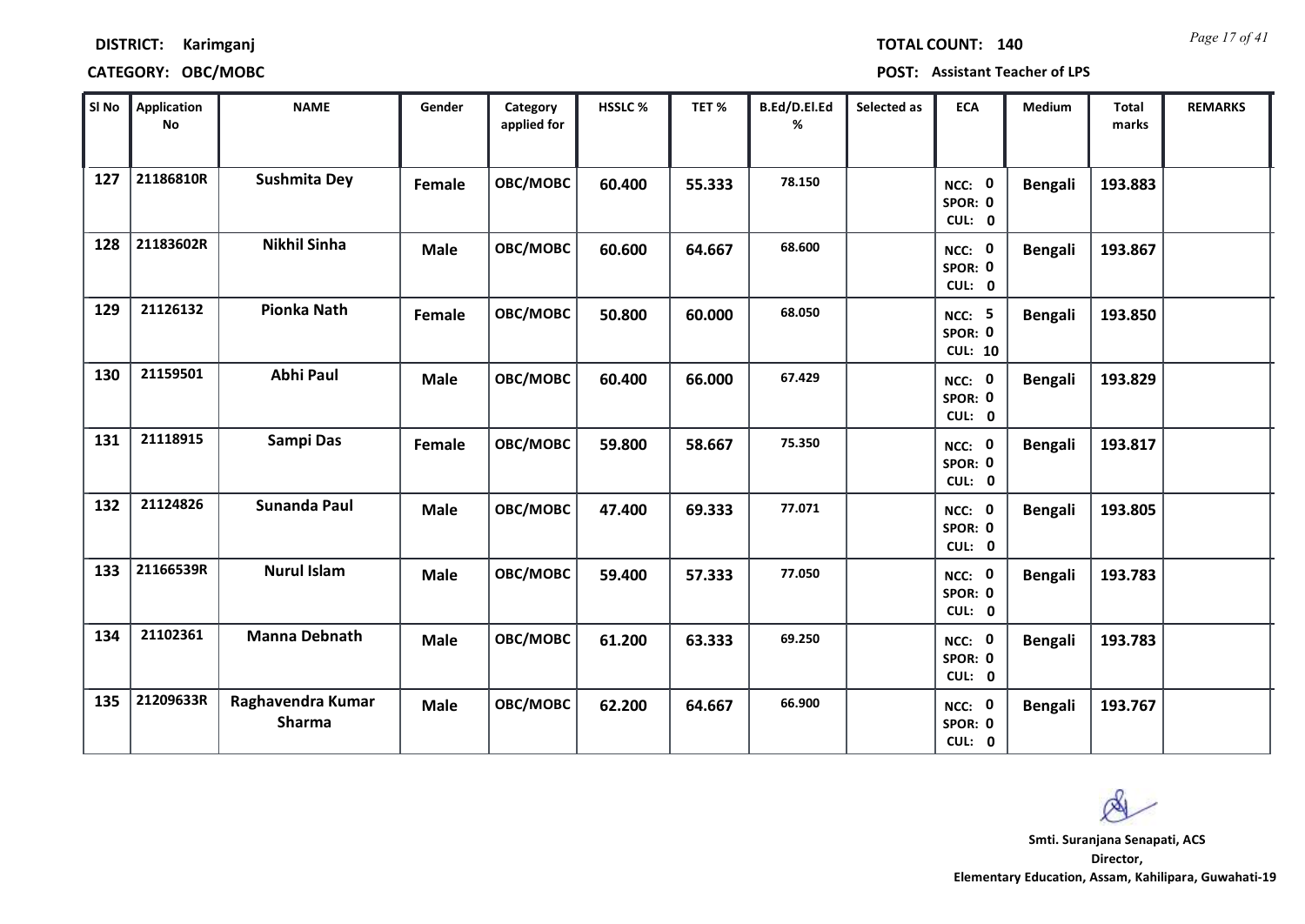**DISTRICT:** Karimganj

**TOTAL COUNT:** 140

**CATEGORY:** OBC/MOBC

**POST:** Assistant Teacher of LPS

| Sl No | Application No | NAME | Gender | Category applied for | HSSLC % | TET % | B.Ed/D.El.Ed % | Selected as | ECA | Medium | Total marks | REMARKS |
|---|---|---|---|---|---|---|---|---|---|---|---|---|
| 127 | 21186810R | Sushmita Dey | Female | OBC/MOBC | 60.400 | 55.333 | 78.150 | | NCC: 0 SPOR: 0 CUL: 0 | Bengali | 193.883 | |
| 128 | 21183602R | Nikhil Sinha | Male | OBC/MOBC | 60.600 | 64.667 | 68.600 | | NCC: 0 SPOR: 0 CUL: 0 | Bengali | 193.867 | |
| 129 | 21126132 | Pionka Nath | Female | OBC/MOBC | 50.800 | 60.000 | 68.050 | | NCC: 5 SPOR: 0 CUL: 10 | Bengali | 193.850 | |
| 130 | 21159501 | Abhi Paul | Male | OBC/MOBC | 60.400 | 66.000 | 67.429 | | NCC: 0 SPOR: 0 CUL: 0 | Bengali | 193.829 | |
| 131 | 21118915 | Sampi Das | Female | OBC/MOBC | 59.800 | 58.667 | 75.350 | | NCC: 0 SPOR: 0 CUL: 0 | Bengali | 193.817 | |
| 132 | 21124826 | Sunanda Paul | Male | OBC/MOBC | 47.400 | 69.333 | 77.071 | | NCC: 0 SPOR: 0 CUL: 0 | Bengali | 193.805 | |
| 133 | 21166539R | Nurul Islam | Male | OBC/MOBC | 59.400 | 57.333 | 77.050 | | NCC: 0 SPOR: 0 CUL: 0 | Bengali | 193.783 | |
| 134 | 21102361 | Manna Debnath | Male | OBC/MOBC | 61.200 | 63.333 | 69.250 | | NCC: 0 SPOR: 0 CUL: 0 | Bengali | 193.783 | |
| 135 | 21209633R | Raghavendra Kumar Sharma | Male | OBC/MOBC | 62.200 | 64.667 | 66.900 | | NCC: 0 SPOR: 0 CUL: 0 | Bengali | 193.767 | |

**Smti. Suranjana Senapati, ACS**
**Director,**
**Elementary Education, Assam, Kahilipara, Guwahati-19**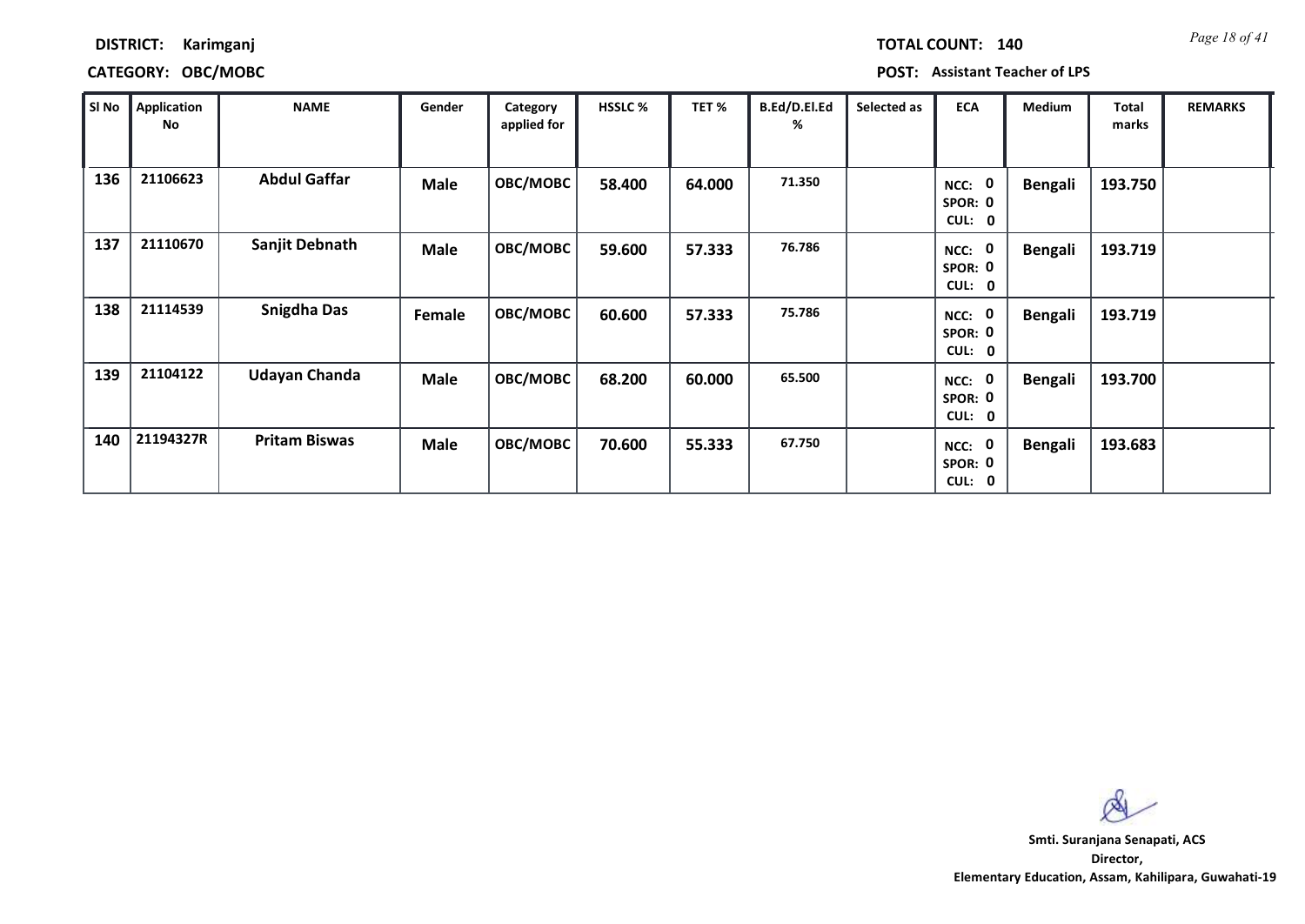**DISTRICT:** Karimganj **TOTAL COUNT:** 140

**CATEGORY:** OBC/MOBC **POST:** Assistant Teacher of LPS

| Sl No | Application No | NAME | Gender | Category applied for | HSSLC % | TET % | B.Ed/D.El.Ed % | Selected as | ECA | Medium | Total marks | REMARKS |
|---|---|---|---|---|---|---|---|---|---|---|---|---|
| 136 | 21106623 | Abdul Gaffar | Male | OBC/MOBC | 58.400 | 64.000 | 71.350 | | NCC: 0 SPOR: 0 CUL: 0 | Bengali | 193.750 | |
| 137 | 21110670 | Sanjit Debnath | Male | OBC/MOBC | 59.600 | 57.333 | 76.786 | | NCC: 0 SPOR: 0 CUL: 0 | Bengali | 193.719 | |
| 138 | 21114539 | Snigdha Das | Female | OBC/MOBC | 60.600 | 57.333 | 75.786 | | NCC: 0 SPOR: 0 CUL: 0 | Bengali | 193.719 | |
| 139 | 21104122 | Udayan Chanda | Male | OBC/MOBC | 68.200 | 60.000 | 65.500 | | NCC: 0 SPOR: 0 CUL: 0 | Bengali | 193.700 | |
| 140 | 21194327R | Pritam Biswas | Male | OBC/MOBC | 70.600 | 55.333 | 67.750 | | NCC: 0 SPOR: 0 CUL: 0 | Bengali | 193.683 | |

**Smti. Suranjana Senapati, ACS**
**Director,**
**Elementary Education, Assam, Kahilipara, Guwahati-19**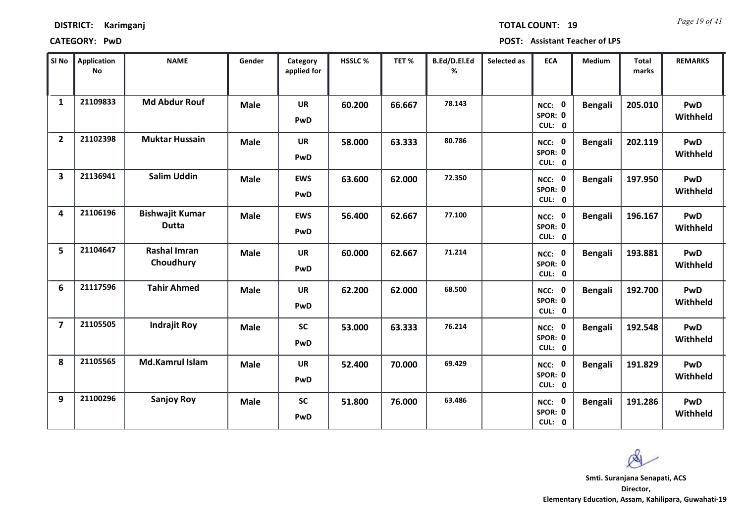**DISTRICT:** Karimganj

**TOTAL COUNT:** 19

**CATEGORY:** PwD

**POST:** Assistant Teacher of LPS

| Sl No | Application No | NAME | Gender | Category applied for | HSSLC % | TET % | B.Ed/D.El.Ed % | Selected as | ECA | Medium | Total marks | REMARKS |
|---|---|---|---|---|---|---|---|---|---|---|---|---|
| 1 | 21109833 | Md Abdur Rouf | Male | UR PwD | 60.200 | 66.667 | 78.143 | | NCC: 0 SPOR: 0 CUL: 0 | Bengali | 205.010 | PwD Withheld |
| 2 | 21102398 | Muktar Hussain | Male | UR PwD | 58.000 | 63.333 | 80.786 | | NCC: 0 SPOR: 0 CUL: 0 | Bengali | 202.119 | PwD Withheld |
| 3 | 21136941 | Salim Uddin | Male | EWS PwD | 63.600 | 62.000 | 72.350 | | NCC: 0 SPOR: 0 CUL: 0 | Bengali | 197.950 | PwD Withheld |
| 4 | 21106196 | Bishwajit Kumar Dutta | Male | EWS PwD | 56.400 | 62.667 | 77.100 | | NCC: 0 SPOR: 0 CUL: 0 | Bengali | 196.167 | PwD Withheld |
| 5 | 21104647 | Rashal Imran Choudhury | Male | UR PwD | 60.000 | 62.667 | 71.214 | | NCC: 0 SPOR: 0 CUL: 0 | Bengali | 193.881 | PwD Withheld |
| 6 | 21117596 | Tahir Ahmed | Male | UR PwD | 62.200 | 62.000 | 68.500 | | NCC: 0 SPOR: 0 CUL: 0 | Bengali | 192.700 | PwD Withheld |
| 7 | 21105505 | Indrajit Roy | Male | SC PwD | 53.000 | 63.333 | 76.214 | | NCC: 0 SPOR: 0 CUL: 0 | Bengali | 192.548 | PwD Withheld |
| 8 | 21105565 | Md.Kamrul Islam | Male | UR PwD | 52.400 | 70.000 | 69.429 | | NCC: 0 SPOR: 0 CUL: 0 | Bengali | 191.829 | PwD Withheld |
| 9 | 21100296 | Sanjoy Roy | Male | SC PwD | 51.800 | 76.000 | 63.486 | | NCC: 0 SPOR: 0 CUL: 0 | Bengali | 191.286 | PwD Withheld |

**Smti. Suranjana Senapati, ACS**
**Director,**
**Elementary Education, Assam, Kahilipara, Guwahati-19**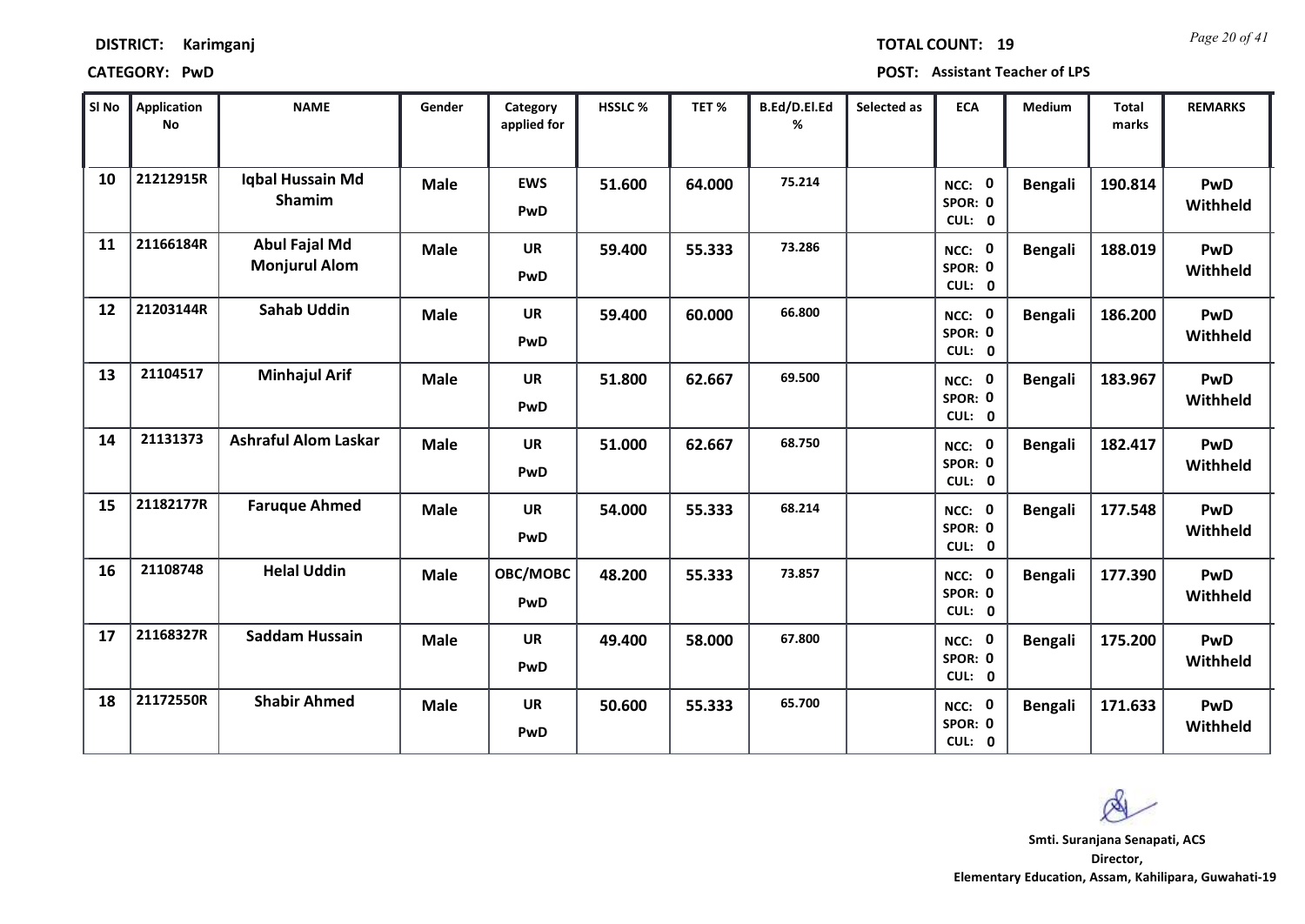**DISTRICT:** Karimganj **TOTAL COUNT:** 19

**CATEGORY:** PwD **POST:** Assistant Teacher of LPS

| Sl No | Application No | NAME | Gender | Category applied for | HSSLC % | TET % | B.Ed/D.El.Ed % | Selected as | ECA | Medium | Total marks | REMARKS |
|---|---|---|---|---|---|---|---|---|---|---|---|---|
| 10 | 21212915R | Iqbal Hussain Md Shamim | Male | EWS PwD | 51.600 | 64.000 | 75.214 | | NCC: 0 SPOR: 0 CUL: 0 | Bengali | 190.814 | PwD Withheld |
| 11 | 21166184R | Abul Fajal Md Monjurul Alom | Male | UR PwD | 59.400 | 55.333 | 73.286 | | NCC: 0 SPOR: 0 CUL: 0 | Bengali | 188.019 | PwD Withheld |
| 12 | 21203144R | Sahab Uddin | Male | UR PwD | 59.400 | 60.000 | 66.800 | | NCC: 0 SPOR: 0 CUL: 0 | Bengali | 186.200 | PwD Withheld |
| 13 | 21104517 | Minhajul Arif | Male | UR PwD | 51.800 | 62.667 | 69.500 | | NCC: 0 SPOR: 0 CUL: 0 | Bengali | 183.967 | PwD Withheld |
| 14 | 21131373 | Ashraful Alom Laskar | Male | UR PwD | 51.000 | 62.667 | 68.750 | | NCC: 0 SPOR: 0 CUL: 0 | Bengali | 182.417 | PwD Withheld |
| 15 | 21182177R | Faruque Ahmed | Male | UR PwD | 54.000 | 55.333 | 68.214 | | NCC: 0 SPOR: 0 CUL: 0 | Bengali | 177.548 | PwD Withheld |
| 16 | 21108748 | Helal Uddin | Male | OBC/MOBC PwD | 48.200 | 55.333 | 73.857 | | NCC: 0 SPOR: 0 CUL: 0 | Bengali | 177.390 | PwD Withheld |
| 17 | 21168327R | Saddam Hussain | Male | UR PwD | 49.400 | 58.000 | 67.800 | | NCC: 0 SPOR: 0 CUL: 0 | Bengali | 175.200 | PwD Withheld |
| 18 | 21172550R | Shabir Ahmed | Male | UR PwD | 50.600 | 55.333 | 65.700 | | NCC: 0 SPOR: 0 CUL: 0 | Bengali | 171.633 | PwD Withheld |

**Smti. Suranjana Senapati, ACS**
**Director,**
**Elementary Education, Assam, Kahilipara, Guwahati-19**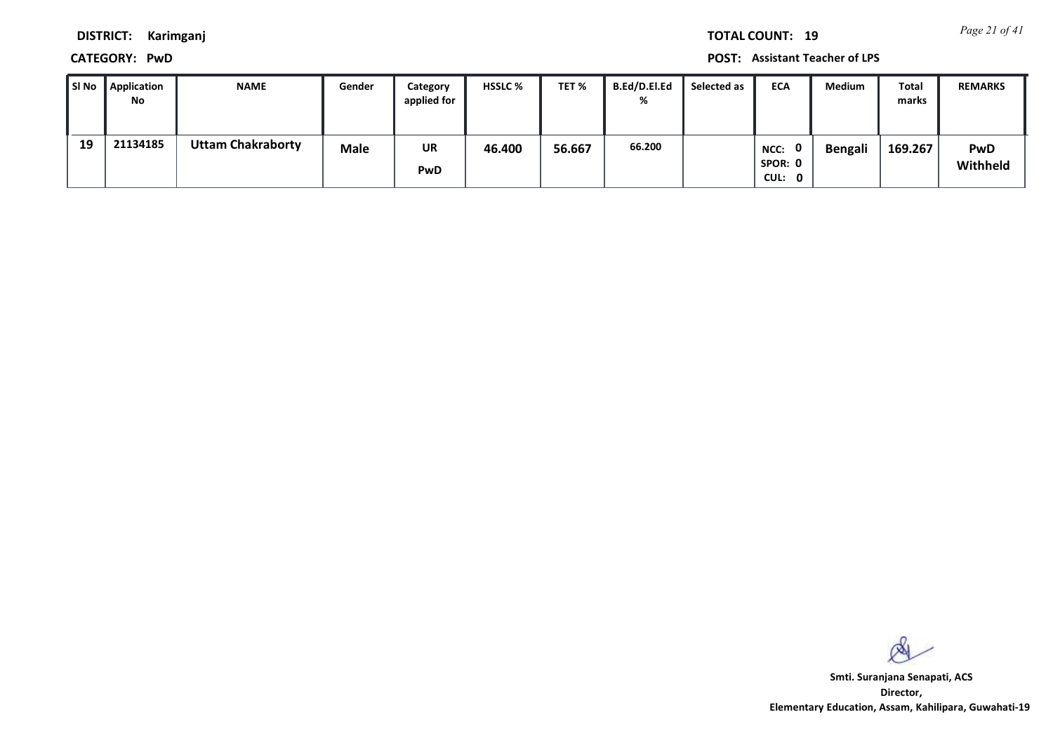**DISTRICT:** Karimganj

**CATEGORY:** PwD

**TOTAL COUNT:** 19

**POST:** Assistant Teacher of LPS

| Sl No | Application No | NAME | Gender | Category applied for | HSSLC % | TET % | B.Ed/D.El.Ed % | Selected as | ECA | Medium | Total marks | REMARKS |
|---|---|---|---|---|---|---|---|---|---|---|---|---|
| 19 | 21134185 | Uttam Chakraborty | Male | UR PwD | 46.400 | 56.667 | 66.200 | | NCC: 0 SPOR: 0 CUL: 0 | Bengali | 169.267 | PwD Withheld |

**Smti. Suranjana Senapati, ACS**
**Director,**
**Elementary Education, Assam, Kahilipara, Guwahati-19**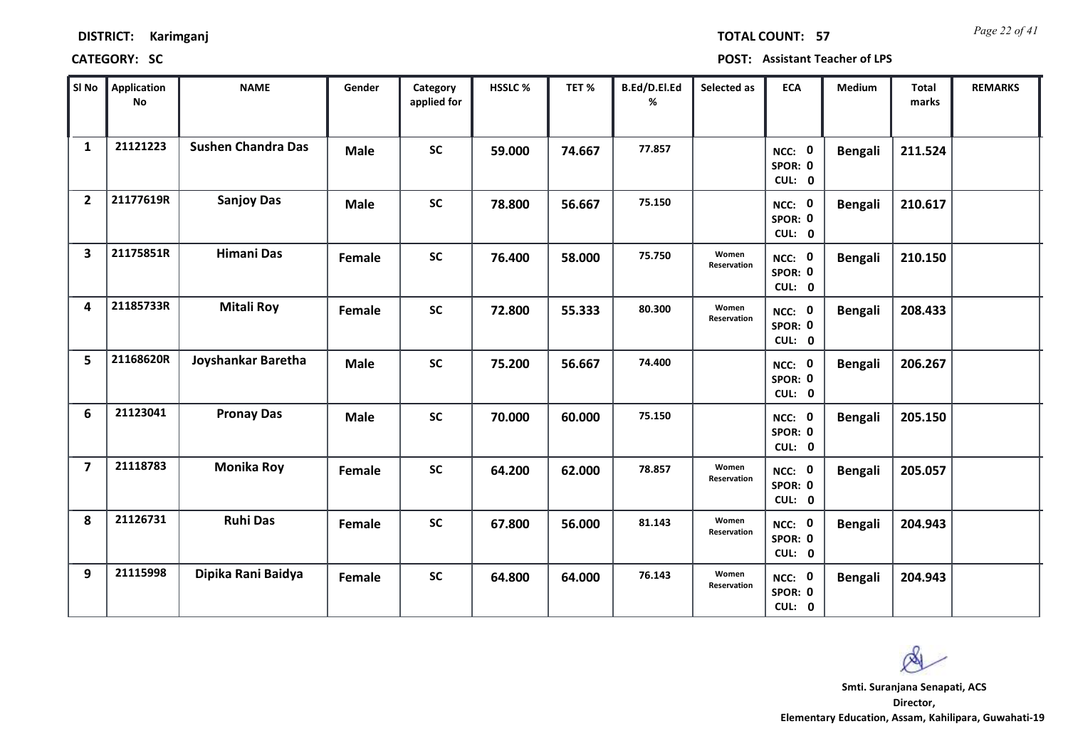**DISTRICT:** Karimganj

**TOTAL COUNT:** 57

**CATEGORY:** SC

**POST:** Assistant Teacher of LPS

| Sl No | Application No | NAME | Gender | Category applied for | HSSLC % | TET % | B.Ed/D.El.Ed % | Selected as | ECA | Medium | Total marks | REMARKS |
|---|---|---|---|---|---|---|---|---|---|---|---|---|
| 1 | 21121223 | Sushen Chandra Das | Male | SC | 59.000 | 74.667 | 77.857 | | NCC: 0 SPOR: 0 CUL: 0 | Bengali | 211.524 | |
| 2 | 21177619R | Sanjoy Das | Male | SC | 78.800 | 56.667 | 75.150 | | NCC: 0 SPOR: 0 CUL: 0 | Bengali | 210.617 | |
| 3 | 21175851R | Himani Das | Female | SC | 76.400 | 58.000 | 75.750 | Women Reservation | NCC: 0 SPOR: 0 CUL: 0 | Bengali | 210.150 | |
| 4 | 21185733R | Mitali Roy | Female | SC | 72.800 | 55.333 | 80.300 | Women Reservation | NCC: 0 SPOR: 0 CUL: 0 | Bengali | 208.433 | |
| 5 | 21168620R | Joyshankar Baretha | Male | SC | 75.200 | 56.667 | 74.400 | | NCC: 0 SPOR: 0 CUL: 0 | Bengali | 206.267 | |
| 6 | 21123041 | Pronay Das | Male | SC | 70.000 | 60.000 | 75.150 | | NCC: 0 SPOR: 0 CUL: 0 | Bengali | 205.150 | |
| 7 | 21118783 | Monika Roy | Female | SC | 64.200 | 62.000 | 78.857 | Women Reservation | NCC: 0 SPOR: 0 CUL: 0 | Bengali | 205.057 | |
| 8 | 21126731 | Ruhi Das | Female | SC | 67.800 | 56.000 | 81.143 | Women Reservation | NCC: 0 SPOR: 0 CUL: 0 | Bengali | 204.943 | |
| 9 | 21115998 | Dipika Rani Baidya | Female | SC | 64.800 | 64.000 | 76.143 | Women Reservation | NCC: 0 SPOR: 0 CUL: 0 | Bengali | 204.943 | |

**Smti. Suranjana Senapati, ACS**
**Director,**
**Elementary Education, Assam, Kahilipara, Guwahati-19**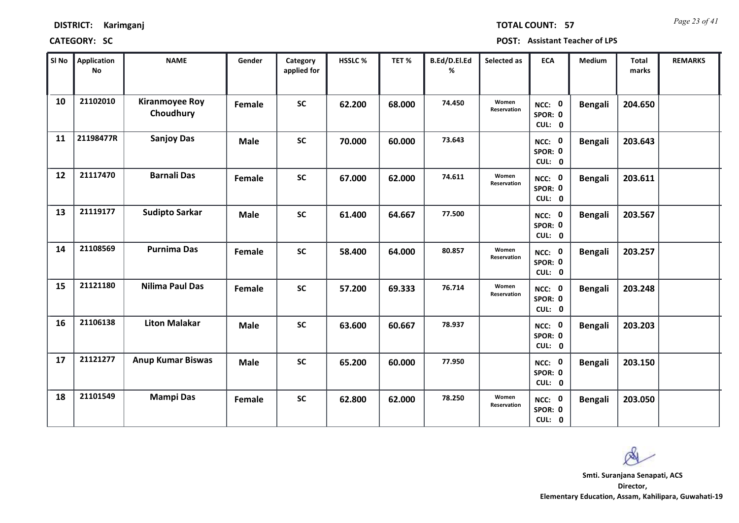**DISTRICT:** Karimganj

**TOTAL COUNT:** 57

**CATEGORY:** SC

**POST:** Assistant Teacher of LPS

| Sl No | Application No | NAME | Gender | Category applied for | HSSLC % | TET % | B.Ed/D.El.Ed % | Selected as | ECA | Medium | Total marks | REMARKS |
|---|---|---|---|---|---|---|---|---|---|---|---|---|
| 10 | 21102010 | Kiranmoyee Roy Choudhury | Female | SC | 62.200 | 68.000 | 74.450 | Women Reservation | NCC: 0 SPOR: 0 CUL: 0 | Bengali | 204.650 | |
| 11 | 21198477R | Sanjoy Das | Male | SC | 70.000 | 60.000 | 73.643 | | NCC: 0 SPOR: 0 CUL: 0 | Bengali | 203.643 | |
| 12 | 21117470 | Barnali Das | Female | SC | 67.000 | 62.000 | 74.611 | Women Reservation | NCC: 0 SPOR: 0 CUL: 0 | Bengali | 203.611 | |
| 13 | 21119177 | Sudipto Sarkar | Male | SC | 61.400 | 64.667 | 77.500 | | NCC: 0 SPOR: 0 CUL: 0 | Bengali | 203.567 | |
| 14 | 21108569 | Purnima Das | Female | SC | 58.400 | 64.000 | 80.857 | Women Reservation | NCC: 0 SPOR: 0 CUL: 0 | Bengali | 203.257 | |
| 15 | 21121180 | Nilima Paul Das | Female | SC | 57.200 | 69.333 | 76.714 | Women Reservation | NCC: 0 SPOR: 0 CUL: 0 | Bengali | 203.248 | |
| 16 | 21106138 | Liton Malakar | Male | SC | 63.600 | 60.667 | 78.937 | | NCC: 0 SPOR: 0 CUL: 0 | Bengali | 203.203 | |
| 17 | 21121277 | Anup Kumar Biswas | Male | SC | 65.200 | 60.000 | 77.950 | | NCC: 0 SPOR: 0 CUL: 0 | Bengali | 203.150 | |
| 18 | 21101549 | Mampi Das | Female | SC | 62.800 | 62.000 | 78.250 | Women Reservation | NCC: 0 SPOR: 0 CUL: 0 | Bengali | 203.050 | |

**Smti. Suranjana Senapati, ACS**
**Director,**
**Elementary Education, Assam, Kahilipara, Guwahati-19**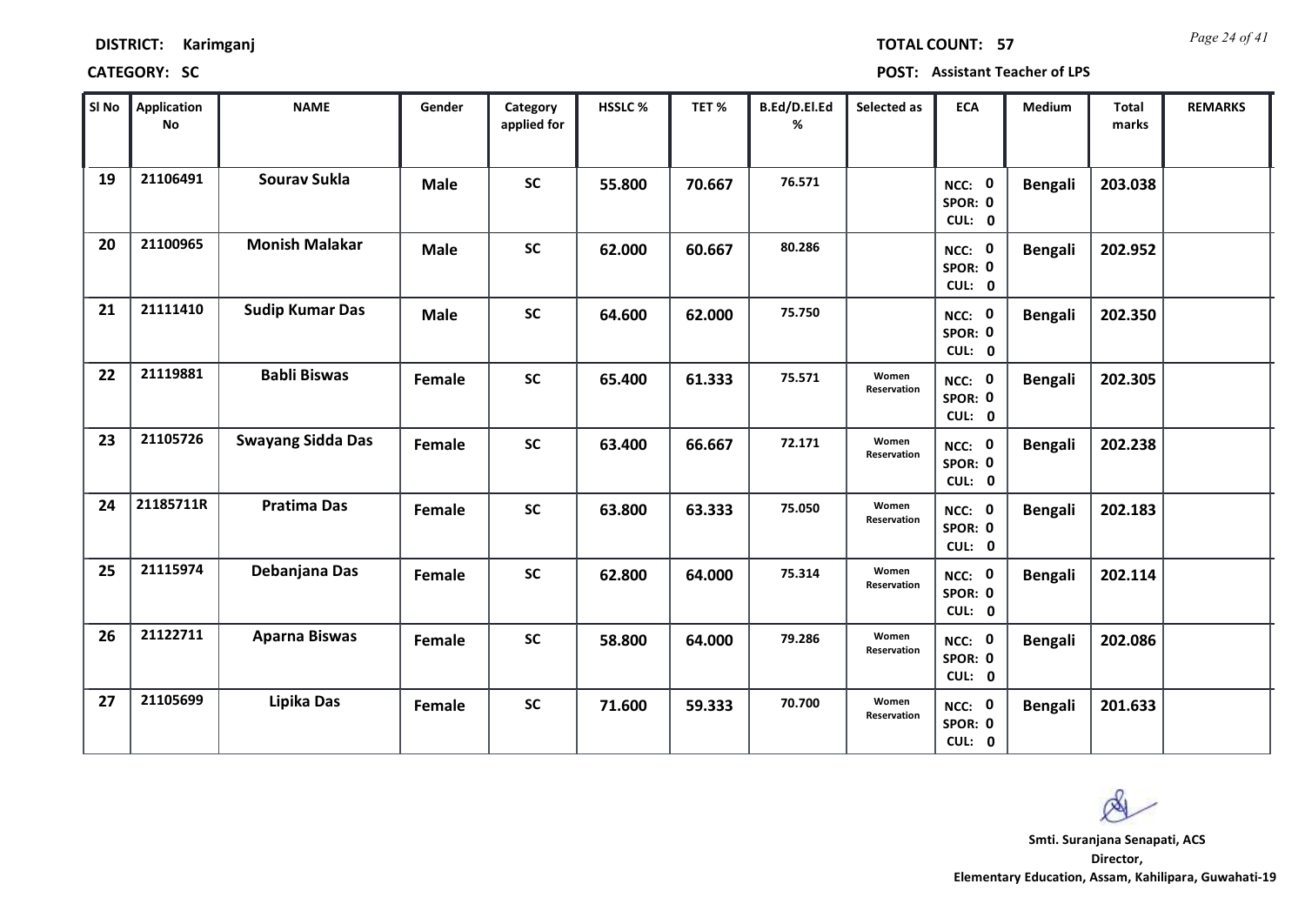**DISTRICT:** Karimganj

**TOTAL COUNT:** 57

**CATEGORY:** SC

**POST:** Assistant Teacher of LPS

| Sl No | Application No | NAME | Gender | Category applied for | HSSLC % | TET % | B.Ed/D.El.Ed % | Selected as | ECA | Medium | Total marks | REMARKS |
|---|---|---|---|---|---|---|---|---|---|---|---|---|
| 19 | 21106491 | Sourav Sukla | Male | SC | 55.800 | 70.667 | 76.571 | | NCC: 0 SPOR: 0 CUL: 0 | Bengali | 203.038 | |
| 20 | 21100965 | Monish Malakar | Male | SC | 62.000 | 60.667 | 80.286 | | NCC: 0 SPOR: 0 CUL: 0 | Bengali | 202.952 | |
| 21 | 21111410 | Sudip Kumar Das | Male | SC | 64.600 | 62.000 | 75.750 | | NCC: 0 SPOR: 0 CUL: 0 | Bengali | 202.350 | |
| 22 | 21119881 | Babli Biswas | Female | SC | 65.400 | 61.333 | 75.571 | Women Reservation | NCC: 0 SPOR: 0 CUL: 0 | Bengali | 202.305 | |
| 23 | 21105726 | Swayang Sidda Das | Female | SC | 63.400 | 66.667 | 72.171 | Women Reservation | NCC: 0 SPOR: 0 CUL: 0 | Bengali | 202.238 | |
| 24 | 21185711R | Pratima Das | Female | SC | 63.800 | 63.333 | 75.050 | Women Reservation | NCC: 0 SPOR: 0 CUL: 0 | Bengali | 202.183 | |
| 25 | 21115974 | Debanjana Das | Female | SC | 62.800 | 64.000 | 75.314 | Women Reservation | NCC: 0 SPOR: 0 CUL: 0 | Bengali | 202.114 | |
| 26 | 21122711 | Aparna Biswas | Female | SC | 58.800 | 64.000 | 79.286 | Women Reservation | NCC: 0 SPOR: 0 CUL: 0 | Bengali | 202.086 | |
| 27 | 21105699 | Lipika Das | Female | SC | 71.600 | 59.333 | 70.700 | Women Reservation | NCC: 0 SPOR: 0 CUL: 0 | Bengali | 201.633 | |

**Smti. Suranjana Senapati, ACS**
**Director,**
**Elementary Education, Assam, Kahilipara, Guwahati-19**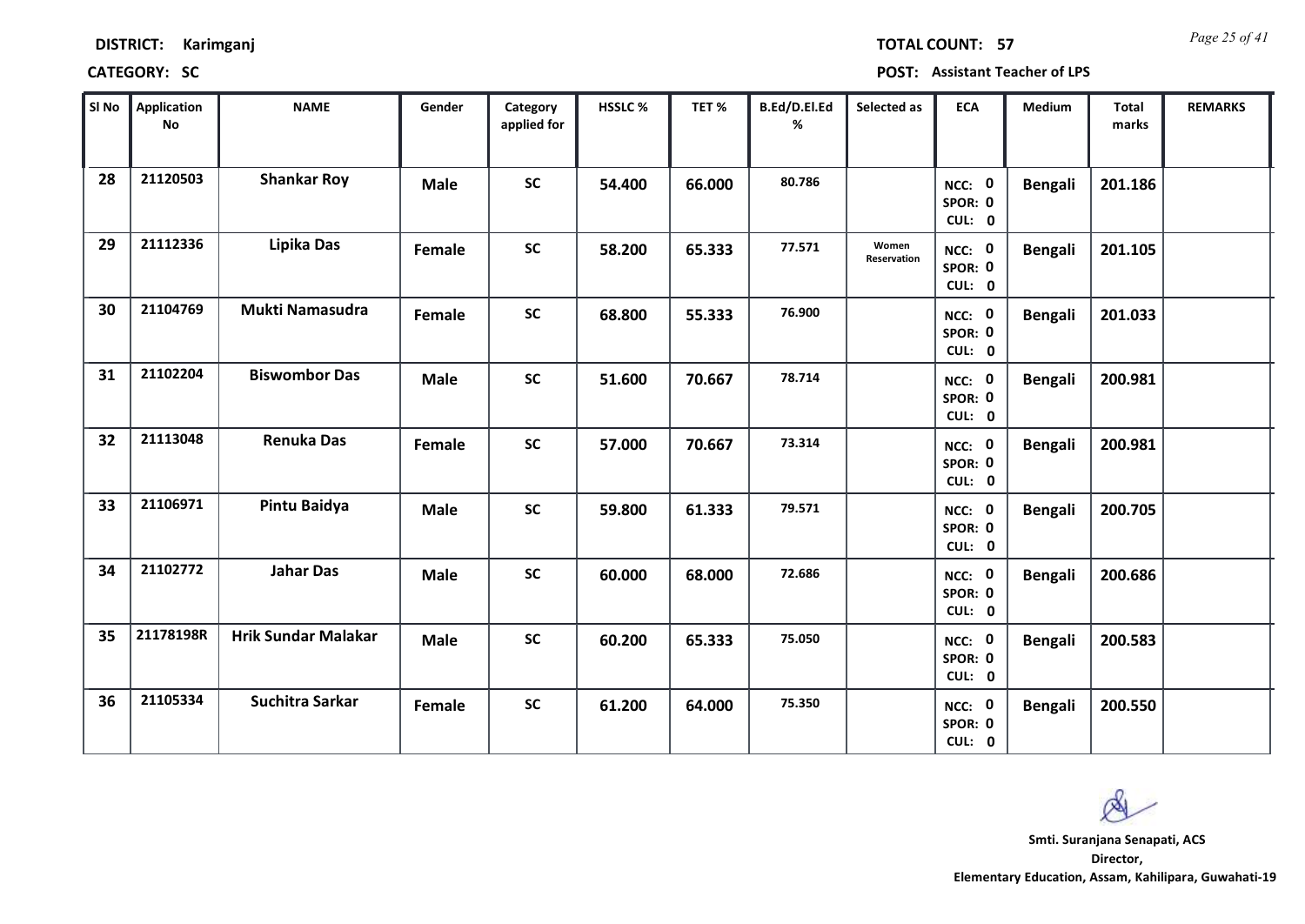**DISTRICT:** Karimganj

**TOTAL COUNT:** 57

**CATEGORY:** SC

**POST:** Assistant Teacher of LPS

| Sl No | Application No | NAME | Gender | Category applied for | HSSLC % | TET % | B.Ed/D.El.Ed % | Selected as | ECA | Medium | Total marks | REMARKS |
|---|---|---|---|---|---|---|---|---|---|---|---|---|
| 28 | 21120503 | Shankar Roy | Male | SC | 54.400 | 66.000 | 80.786 | | NCC: 0 SPOR: 0 CUL: 0 | Bengali | 201.186 | |
| 29 | 21112336 | Lipika Das | Female | SC | 58.200 | 65.333 | 77.571 | Women Reservation | NCC: 0 SPOR: 0 CUL: 0 | Bengali | 201.105 | |
| 30 | 21104769 | Mukti Namasudra | Female | SC | 68.800 | 55.333 | 76.900 | | NCC: 0 SPOR: 0 CUL: 0 | Bengali | 201.033 | |
| 31 | 21102204 | Biswombor Das | Male | SC | 51.600 | 70.667 | 78.714 | | NCC: 0 SPOR: 0 CUL: 0 | Bengali | 200.981 | |
| 32 | 21113048 | Renuka Das | Female | SC | 57.000 | 70.667 | 73.314 | | NCC: 0 SPOR: 0 CUL: 0 | Bengali | 200.981 | |
| 33 | 21106971 | Pintu Baidya | Male | SC | 59.800 | 61.333 | 79.571 | | NCC: 0 SPOR: 0 CUL: 0 | Bengali | 200.705 | |
| 34 | 21102772 | Jahar Das | Male | SC | 60.000 | 68.000 | 72.686 | | NCC: 0 SPOR: 0 CUL: 0 | Bengali | 200.686 | |
| 35 | 21178198R | Hrik Sundar Malakar | Male | SC | 60.200 | 65.333 | 75.050 | | NCC: 0 SPOR: 0 CUL: 0 | Bengali | 200.583 | |
| 36 | 21105334 | Suchitra Sarkar | Female | SC | 61.200 | 64.000 | 75.350 | | NCC: 0 SPOR: 0 CUL: 0 | Bengali | 200.550 | |

**Smti. Suranjana Senapati, ACS**
**Director,**
**Elementary Education, Assam, Kahilipara, Guwahati-19**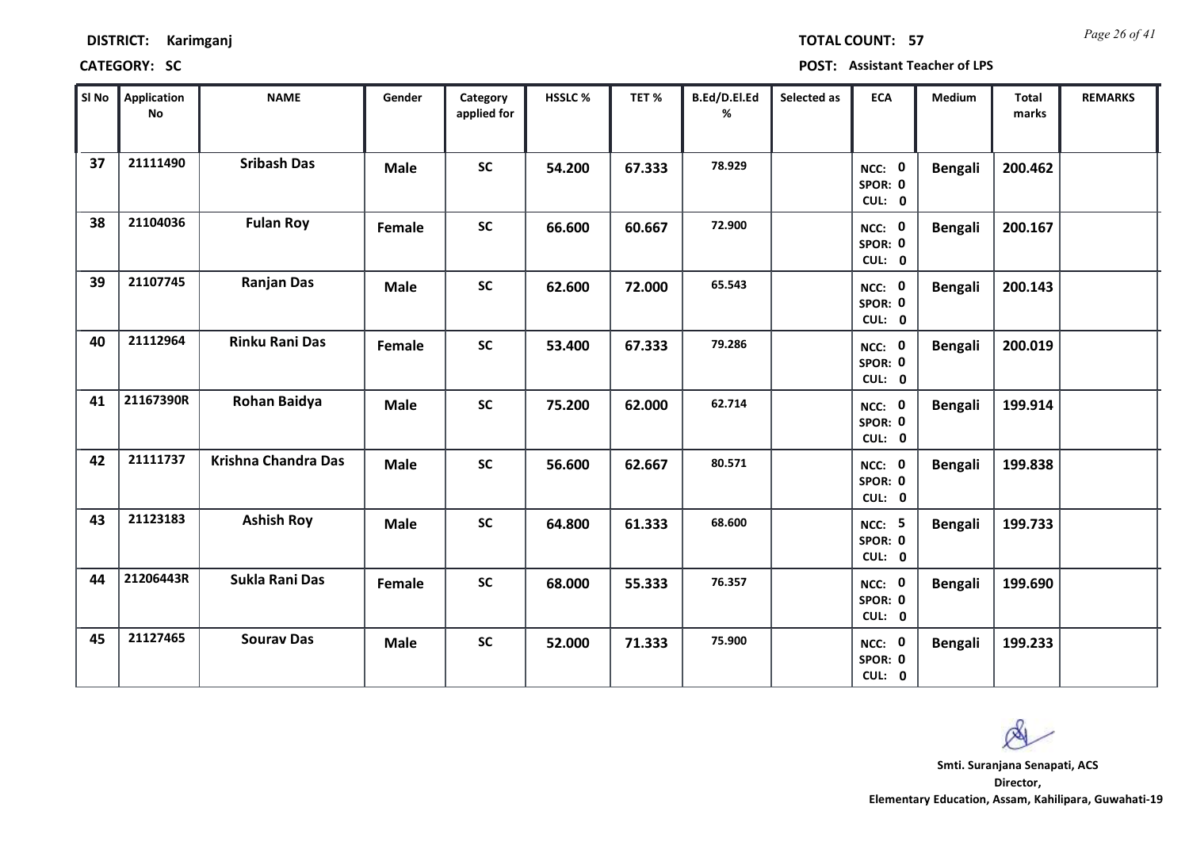**DISTRICT: Karimganj** **TOTAL COUNT: 57**

**CATEGORY: SC** **POST: Assistant Teacher of LPS**

| Sl No | Application No | NAME | Gender | Category applied for | HSSLC % | TET % | B.Ed/D.El.Ed % | Selected as | ECA | Medium | Total marks | REMARKS |
|---|---|---|---|---|---|---|---|---|---|---|---|---|
| 37 | 21111490 | Sribash Das | Male | SC | 54.200 | 67.333 | 78.929 | | NCC: 0 SPOR: 0 CUL: 0 | Bengali | 200.462 | |
| 38 | 21104036 | Fulan Roy | Female | SC | 66.600 | 60.667 | 72.900 | | NCC: 0 SPOR: 0 CUL: 0 | Bengali | 200.167 | |
| 39 | 21107745 | Ranjan Das | Male | SC | 62.600 | 72.000 | 65.543 | | NCC: 0 SPOR: 0 CUL: 0 | Bengali | 200.143 | |
| 40 | 21112964 | Rinku Rani Das | Female | SC | 53.400 | 67.333 | 79.286 | | NCC: 0 SPOR: 0 CUL: 0 | Bengali | 200.019 | |
| 41 | 21167390R | Rohan Baidya | Male | SC | 75.200 | 62.000 | 62.714 | | NCC: 0 SPOR: 0 CUL: 0 | Bengali | 199.914 | |
| 42 | 21111737 | Krishna Chandra Das | Male | SC | 56.600 | 62.667 | 80.571 | | NCC: 0 SPOR: 0 CUL: 0 | Bengali | 199.838 | |
| 43 | 21123183 | Ashish Roy | Male | SC | 64.800 | 61.333 | 68.600 | | NCC: 5 SPOR: 0 CUL: 0 | Bengali | 199.733 | |
| 44 | 21206443R | Sukla Rani Das | Female | SC | 68.000 | 55.333 | 76.357 | | NCC: 0 SPOR: 0 CUL: 0 | Bengali | 199.690 | |
| 45 | 21127465 | Sourav Das | Male | SC | 52.000 | 71.333 | 75.900 | | NCC: 0 SPOR: 0 CUL: 0 | Bengali | 199.233 | |

**Smti. Suranjana Senapati, ACS**
**Director,**
**Elementary Education, Assam, Kahilipara, Guwahati-19**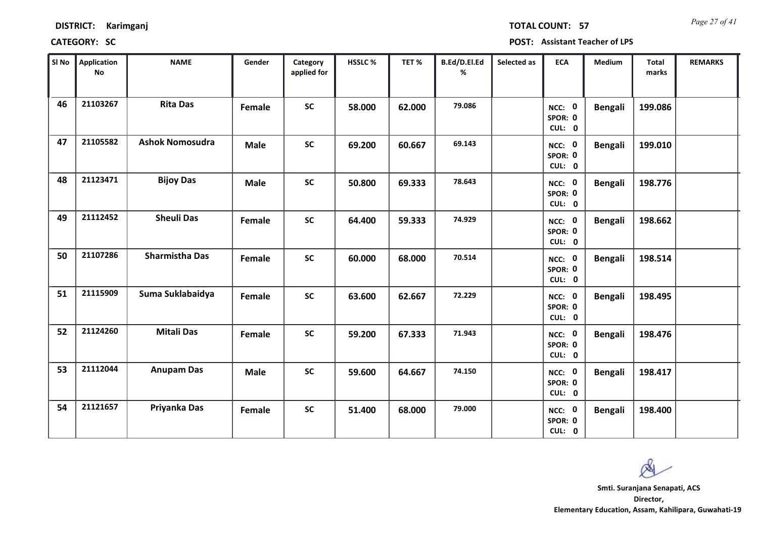**DISTRICT:** Karimganj  **TOTAL COUNT:** 57

**CATEGORY:** SC  **POST:** Assistant Teacher of LPS

| Sl No | Application No | NAME | Gender | Category applied for | HSSLC % | TET % | B.Ed/D.El.Ed % | Selected as | ECA | Medium | Total marks | REMARKS |
|---|---|---|---|---|---|---|---|---|---|---|---|---|
| 46 | 21103267 | Rita Das | Female | SC | 58.000 | 62.000 | 79.086 | | NCC: 0 SPOR: 0 CUL: 0 | Bengali | 199.086 | |
| 47 | 21105582 | Ashok Nomosudra | Male | SC | 69.200 | 60.667 | 69.143 | | NCC: 0 SPOR: 0 CUL: 0 | Bengali | 199.010 | |
| 48 | 21123471 | Bijoy Das | Male | SC | 50.800 | 69.333 | 78.643 | | NCC: 0 SPOR: 0 CUL: 0 | Bengali | 198.776 | |
| 49 | 21112452 | Sheuli Das | Female | SC | 64.400 | 59.333 | 74.929 | | NCC: 0 SPOR: 0 CUL: 0 | Bengali | 198.662 | |
| 50 | 21107286 | Sharmistha Das | Female | SC | 60.000 | 68.000 | 70.514 | | NCC: 0 SPOR: 0 CUL: 0 | Bengali | 198.514 | |
| 51 | 21115909 | Suma Suklabaidya | Female | SC | 63.600 | 62.667 | 72.229 | | NCC: 0 SPOR: 0 CUL: 0 | Bengali | 198.495 | |
| 52 | 21124260 | Mitali Das | Female | SC | 59.200 | 67.333 | 71.943 | | NCC: 0 SPOR: 0 CUL: 0 | Bengali | 198.476 | |
| 53 | 21112044 | Anupam Das | Male | SC | 59.600 | 64.667 | 74.150 | | NCC: 0 SPOR: 0 CUL: 0 | Bengali | 198.417 | |
| 54 | 21121657 | Priyanka Das | Female | SC | 51.400 | 68.000 | 79.000 | | NCC: 0 SPOR: 0 CUL: 0 | Bengali | 198.400 | |

**Smti. Suranjana Senapati, ACS**
**Director,**
**Elementary Education, Assam, Kahilipara, Guwahati-19**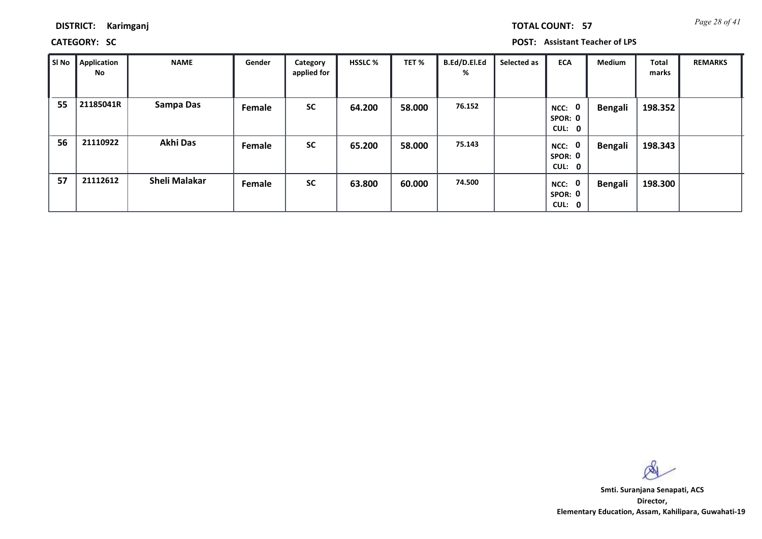**DISTRICT:** Karimganj

**CATEGORY:** SC

**TOTAL COUNT:** 57

**POST:** Assistant Teacher of LPS

| Sl No | Application No | NAME | Gender | Category applied for | HSSLC % | TET % | B.Ed/D.El.Ed % | Selected as | ECA | Medium | Total marks | REMARKS |
|---|---|---|---|---|---|---|---|---|---|---|---|---|
| 55 | 21185041R | Sampa Das | Female | SC | 64.200 | 58.000 | 76.152 | | NCC: 0 SPOR: 0 CUL: 0 | Bengali | 198.352 | |
| 56 | 21110922 | Akhi Das | Female | SC | 65.200 | 58.000 | 75.143 | | NCC: 0 SPOR: 0 CUL: 0 | Bengali | 198.343 | |
| 57 | 21112612 | Sheli Malakar | Female | SC | 63.800 | 60.000 | 74.500 | | NCC: 0 SPOR: 0 CUL: 0 | Bengali | 198.300 | |

**Smti. Suranjana Senapati, ACS**
**Director,**
**Elementary Education, Assam, Kahilipara, Guwahati-19**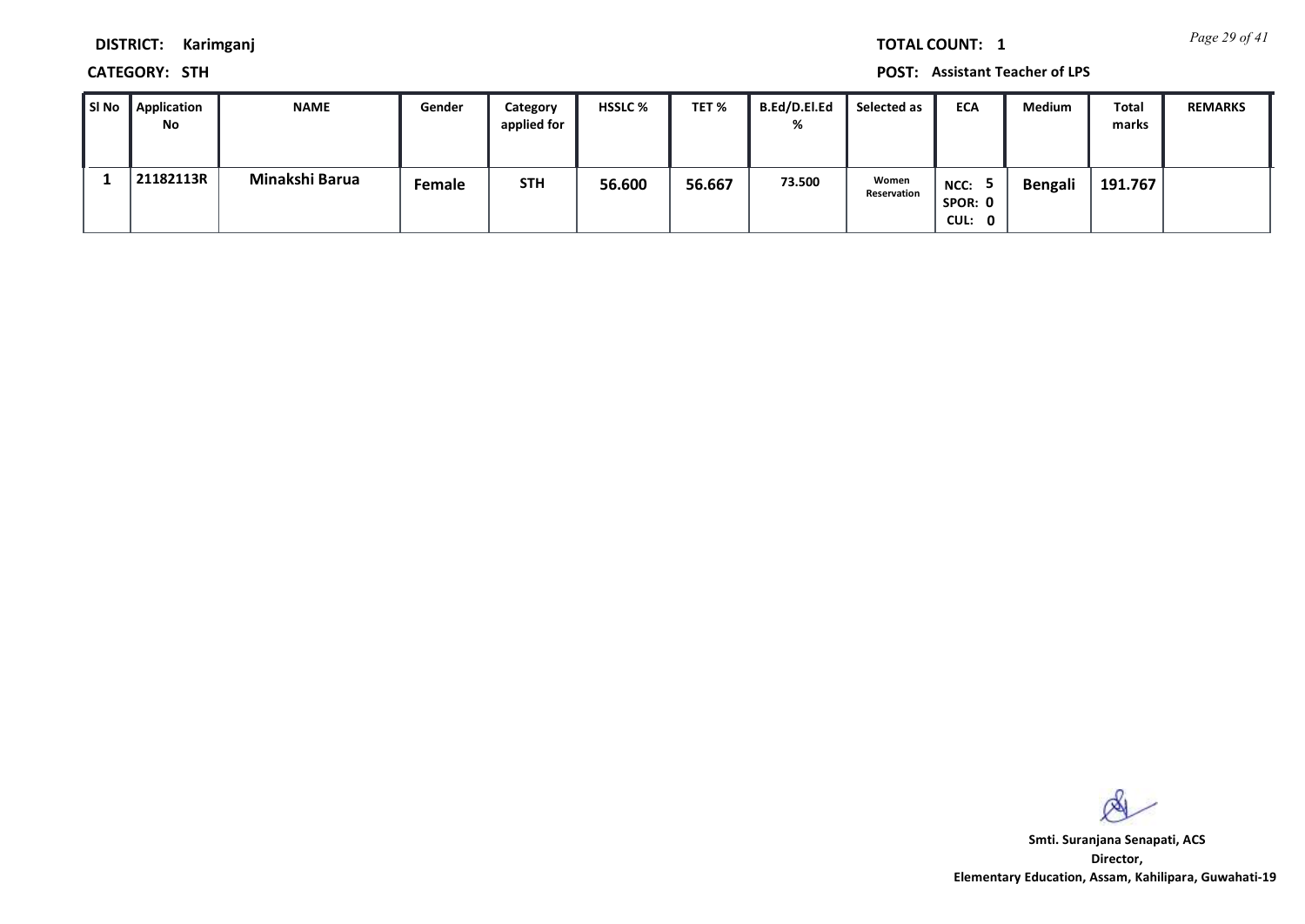**DISTRICT:** Karimganj

**TOTAL COUNT:** 1

**CATEGORY:** STH

**POST:** Assistant Teacher of LPS

| Sl No | Application No | NAME | Gender | Category applied for | HSSLC % | TET % | B.Ed/D.El.Ed % | Selected as | ECA | Medium | Total marks | REMARKS |
|---|---|---|---|---|---|---|---|---|---|---|---|---|
| 1 | 21182113R | Minakshi Barua | Female | STH | 56.600 | 56.667 | 73.500 | Women Reservation | NCC: 5 SPOR: 0 CUL: 0 | Bengali | 191.767 | |

**Smti. Suranjana Senapati, ACS**
**Director,**
**Elementary Education, Assam, Kahilipara, Guwahati-19**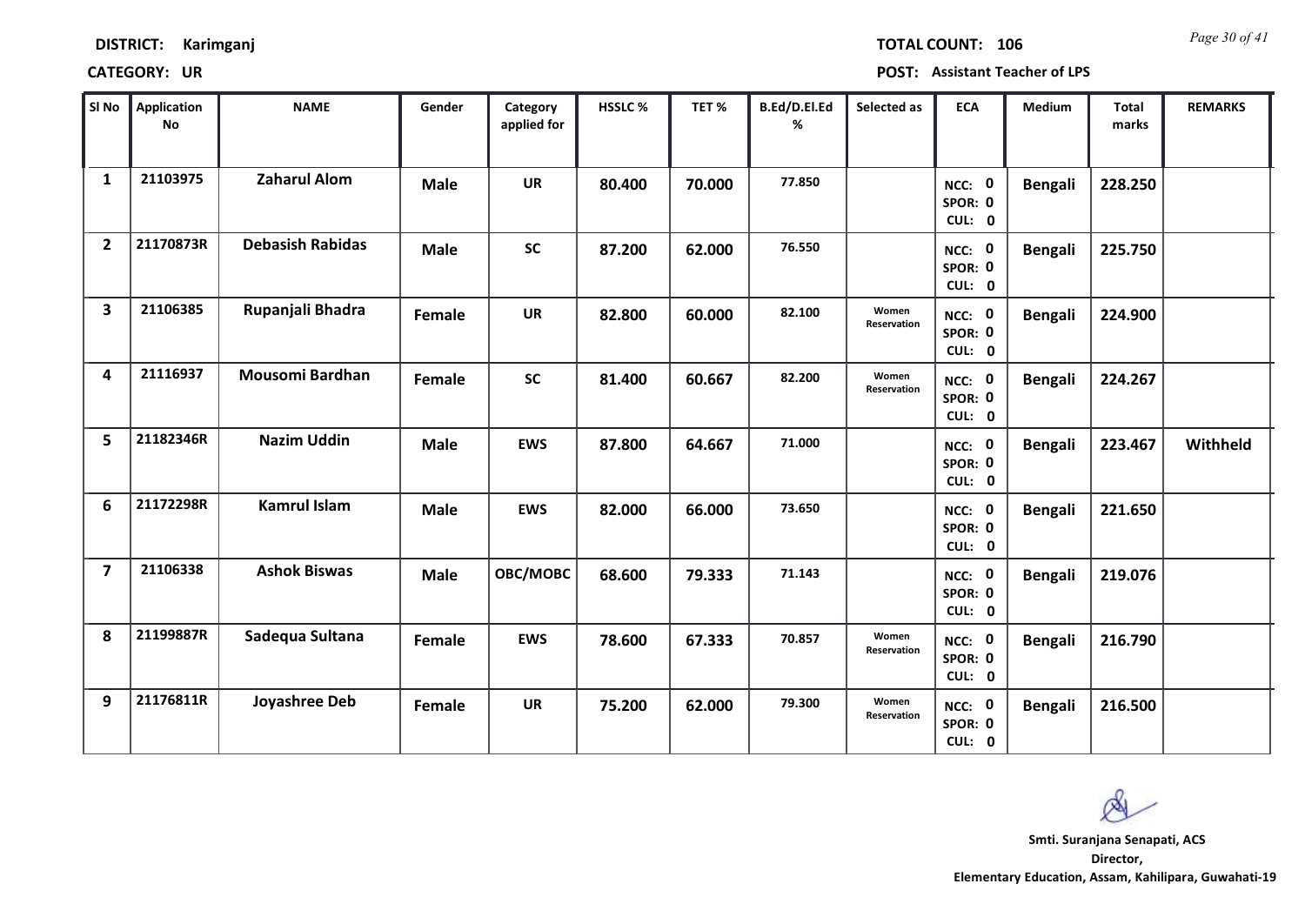**DISTRICT:** Karimganj

**TOTAL COUNT:** 106

**CATEGORY:** UR

**POST:** Assistant Teacher of LPS

| Sl No | Application No | NAME | Gender | Category applied for | HSSLC % | TET % | B.Ed/D.El.Ed % | Selected as | ECA | Medium | Total marks | REMARKS |
|---|---|---|---|---|---|---|---|---|---|---|---|---|
| 1 | 21103975 | Zaharul Alom | Male | UR | 80.400 | 70.000 | 77.850 | | NCC: 0 SPOR: 0 CUL: 0 | Bengali | 228.250 | |
| 2 | 21170873R | Debasish Rabidas | Male | SC | 87.200 | 62.000 | 76.550 | | NCC: 0 SPOR: 0 CUL: 0 | Bengali | 225.750 | |
| 3 | 21106385 | Rupanjali Bhadra | Female | UR | 82.800 | 60.000 | 82.100 | Women Reservation | NCC: 0 SPOR: 0 CUL: 0 | Bengali | 224.900 | |
| 4 | 21116937 | Mousomi Bardhan | Female | SC | 81.400 | 60.667 | 82.200 | Women Reservation | NCC: 0 SPOR: 0 CUL: 0 | Bengali | 224.267 | |
| 5 | 21182346R | Nazim Uddin | Male | EWS | 87.800 | 64.667 | 71.000 | | NCC: 0 SPOR: 0 CUL: 0 | Bengali | 223.467 | Withheld |
| 6 | 21172298R | Kamrul Islam | Male | EWS | 82.000 | 66.000 | 73.650 | | NCC: 0 SPOR: 0 CUL: 0 | Bengali | 221.650 | |
| 7 | 21106338 | Ashok Biswas | Male | OBC/MOBC | 68.600 | 79.333 | 71.143 | | NCC: 0 SPOR: 0 CUL: 0 | Bengali | 219.076 | |
| 8 | 21199887R | Sadequa Sultana | Female | EWS | 78.600 | 67.333 | 70.857 | Women Reservation | NCC: 0 SPOR: 0 CUL: 0 | Bengali | 216.790 | |
| 9 | 21176811R | Joyashree Deb | Female | UR | 75.200 | 62.000 | 79.300 | Women Reservation | NCC: 0 SPOR: 0 CUL: 0 | Bengali | 216.500 | |

**Smti. Suranjana Senapati, ACS**
**Director,**
**Elementary Education, Assam, Kahilipara, Guwahati-19**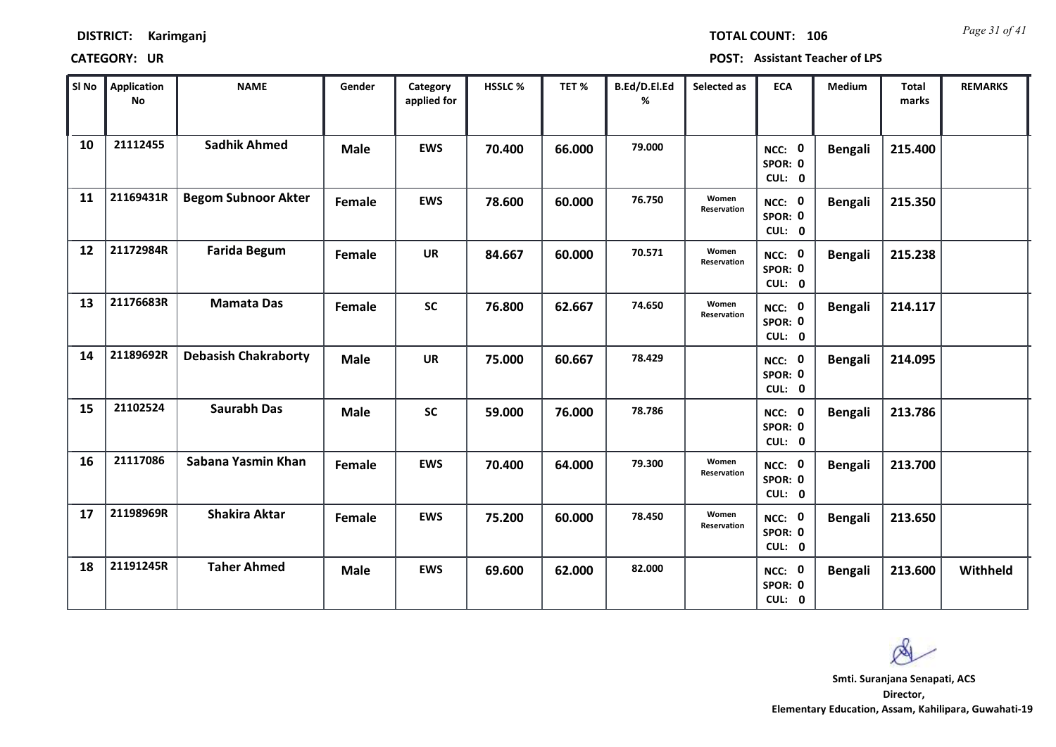**DISTRICT:** Karimganj

**TOTAL COUNT:** 106

**CATEGORY:** UR

**POST:** Assistant Teacher of LPS

| Sl No | Application No | NAME | Gender | Category applied for | HSSLC % | TET % | B.Ed/D.El.Ed % | Selected as | ECA | Medium | Total marks | REMARKS |
|---|---|---|---|---|---|---|---|---|---|---|---|---|
| 10 | 21112455 | Sadhik Ahmed | Male | EWS | 70.400 | 66.000 | 79.000 | | NCC: 0 SPOR: 0 CUL: 0 | Bengali | 215.400 | |
| 11 | 21169431R | Begom Subnoor Akter | Female | EWS | 78.600 | 60.000 | 76.750 | Women Reservation | NCC: 0 SPOR: 0 CUL: 0 | Bengali | 215.350 | |
| 12 | 21172984R | Farida Begum | Female | UR | 84.667 | 60.000 | 70.571 | Women Reservation | NCC: 0 SPOR: 0 CUL: 0 | Bengali | 215.238 | |
| 13 | 21176683R | Mamata Das | Female | SC | 76.800 | 62.667 | 74.650 | Women Reservation | NCC: 0 SPOR: 0 CUL: 0 | Bengali | 214.117 | |
| 14 | 21189692R | Debasish Chakraborty | Male | UR | 75.000 | 60.667 | 78.429 | | NCC: 0 SPOR: 0 CUL: 0 | Bengali | 214.095 | |
| 15 | 21102524 | Saurabh Das | Male | SC | 59.000 | 76.000 | 78.786 | | NCC: 0 SPOR: 0 CUL: 0 | Bengali | 213.786 | |
| 16 | 21117086 | Sabana Yasmin Khan | Female | EWS | 70.400 | 64.000 | 79.300 | Women Reservation | NCC: 0 SPOR: 0 CUL: 0 | Bengali | 213.700 | |
| 17 | 21198969R | Shakira Aktar | Female | EWS | 75.200 | 60.000 | 78.450 | Women Reservation | NCC: 0 SPOR: 0 CUL: 0 | Bengali | 213.650 | |
| 18 | 21191245R | Taher Ahmed | Male | EWS | 69.600 | 62.000 | 82.000 | | NCC: 0 SPOR: 0 CUL: 0 | Bengali | 213.600 | Withheld |

**Smti. Suranjana Senapati, ACS**
**Director,**
**Elementary Education, Assam, Kahilipara, Guwahati-19**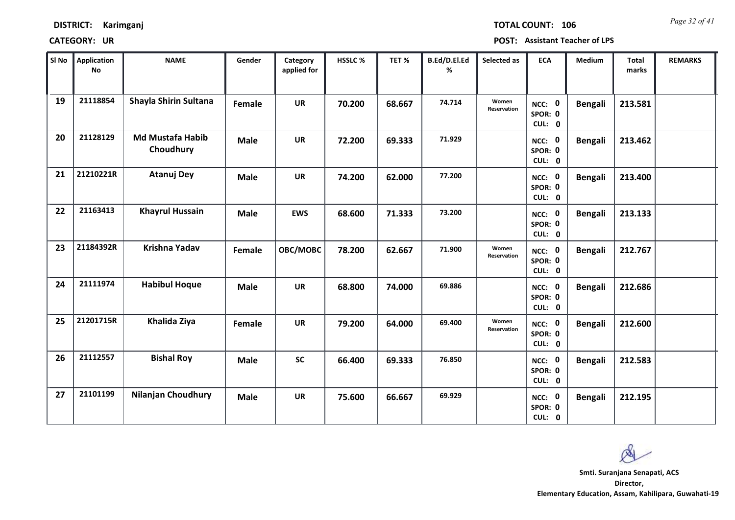**DISTRICT:** Karimganj **TOTAL COUNT:** 106

**CATEGORY:** UR **POST:** Assistant Teacher of LPS

| Sl No | Application No | NAME | Gender | Category applied for | HSSLC % | TET % | B.Ed/D.El.Ed % | Selected as | ECA | Medium | Total marks | REMARKS |
|---|---|---|---|---|---|---|---|---|---|---|---|---|
| 19 | 21118854 | Shayla Shirin Sultana | Female | UR | 70.200 | 68.667 | 74.714 | Women Reservation | NCC: 0 SPOR: 0 CUL: 0 | Bengali | 213.581 | |
| 20 | 21128129 | Md Mustafa Habib Choudhury | Male | UR | 72.200 | 69.333 | 71.929 | | NCC: 0 SPOR: 0 CUL: 0 | Bengali | 213.462 | |
| 21 | 21210221R | Atanuj Dey | Male | UR | 74.200 | 62.000 | 77.200 | | NCC: 0 SPOR: 0 CUL: 0 | Bengali | 213.400 | |
| 22 | 21163413 | Khayrul Hussain | Male | EWS | 68.600 | 71.333 | 73.200 | | NCC: 0 SPOR: 0 CUL: 0 | Bengali | 213.133 | |
| 23 | 21184392R | Krishna Yadav | Female | OBC/MOBC | 78.200 | 62.667 | 71.900 | Women Reservation | NCC: 0 SPOR: 0 CUL: 0 | Bengali | 212.767 | |
| 24 | 21111974 | Habibul Hoque | Male | UR | 68.800 | 74.000 | 69.886 | | NCC: 0 SPOR: 0 CUL: 0 | Bengali | 212.686 | |
| 25 | 21201715R | Khalida Ziya | Female | UR | 79.200 | 64.000 | 69.400 | Women Reservation | NCC: 0 SPOR: 0 CUL: 0 | Bengali | 212.600 | |
| 26 | 21112557 | Bishal Roy | Male | SC | 66.400 | 69.333 | 76.850 | | NCC: 0 SPOR: 0 CUL: 0 | Bengali | 212.583 | |
| 27 | 21101199 | Nilanjan Choudhury | Male | UR | 75.600 | 66.667 | 69.929 | | NCC: 0 SPOR: 0 CUL: 0 | Bengali | 212.195 | |

**Smti. Suranjana Senapati, ACS**
**Director,**
**Elementary Education, Assam, Kahilipara, Guwahati-19**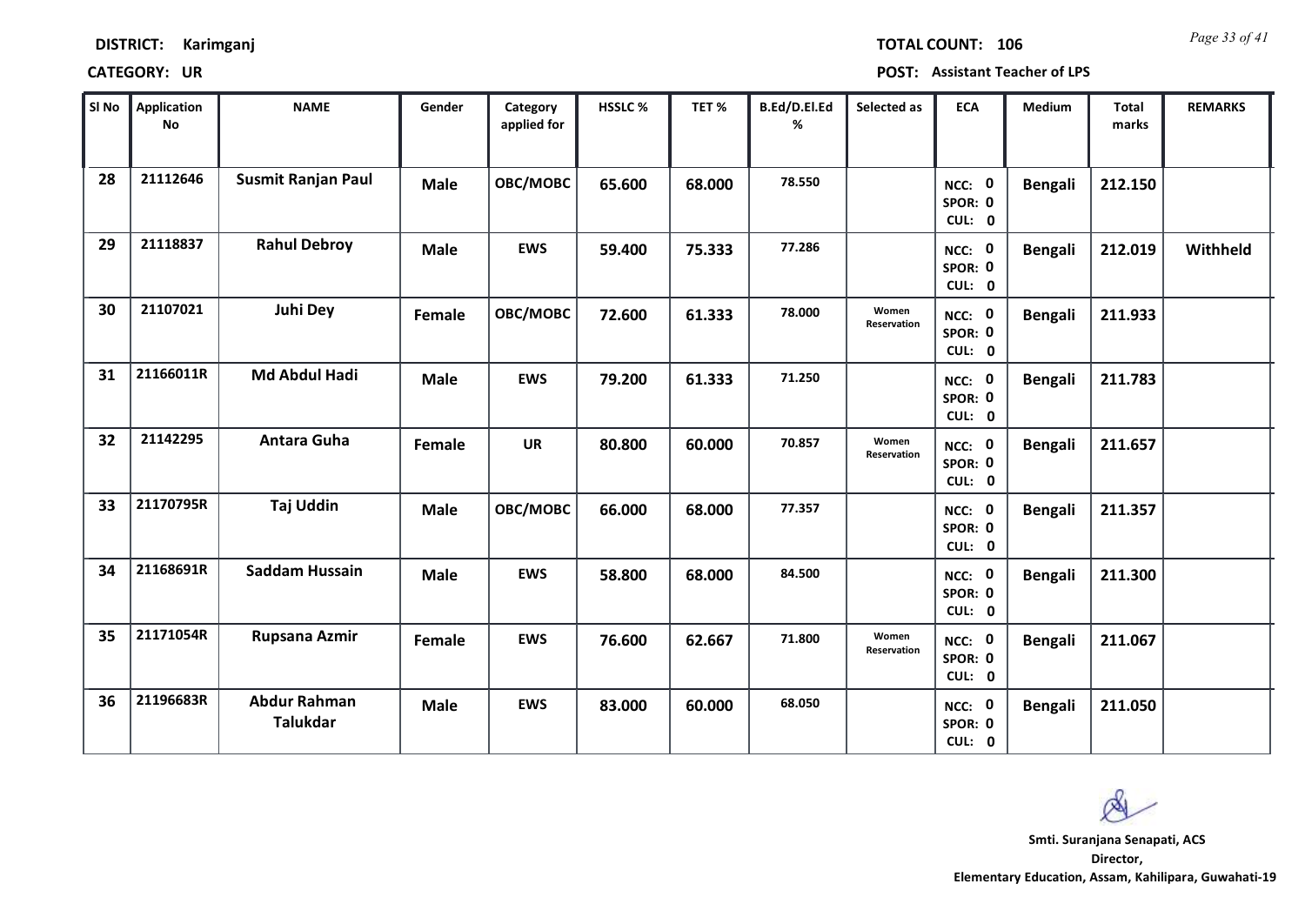**DISTRICT:** Karimganj

**TOTAL COUNT:** 106

**CATEGORY:** UR

**POST:** Assistant Teacher of LPS

| Sl No | Application No | NAME | Gender | Category applied for | HSSLC % | TET % | B.Ed/D.El.Ed % | Selected as | ECA | Medium | Total marks | REMARKS |
|---|---|---|---|---|---|---|---|---|---|---|---|---|
| 28 | 21112646 | Susmit Ranjan Paul | Male | OBC/MOBC | 65.600 | 68.000 | 78.550 | | NCC: 0 SPOR: 0 CUL: 0 | Bengali | 212.150 | |
| 29 | 21118837 | Rahul Debroy | Male | EWS | 59.400 | 75.333 | 77.286 | | NCC: 0 SPOR: 0 CUL: 0 | Bengali | 212.019 | Withheld |
| 30 | 21107021 | Juhi Dey | Female | OBC/MOBC | 72.600 | 61.333 | 78.000 | Women Reservation | NCC: 0 SPOR: 0 CUL: 0 | Bengali | 211.933 | |
| 31 | 21166011R | Md Abdul Hadi | Male | EWS | 79.200 | 61.333 | 71.250 | | NCC: 0 SPOR: 0 CUL: 0 | Bengali | 211.783 | |
| 32 | 21142295 | Antara Guha | Female | UR | 80.800 | 60.000 | 70.857 | Women Reservation | NCC: 0 SPOR: 0 CUL: 0 | Bengali | 211.657 | |
| 33 | 21170795R | Taj Uddin | Male | OBC/MOBC | 66.000 | 68.000 | 77.357 | | NCC: 0 SPOR: 0 CUL: 0 | Bengali | 211.357 | |
| 34 | 21168691R | Saddam Hussain | Male | EWS | 58.800 | 68.000 | 84.500 | | NCC: 0 SPOR: 0 CUL: 0 | Bengali | 211.300 | |
| 35 | 21171054R | Rupsana Azmir | Female | EWS | 76.600 | 62.667 | 71.800 | Women Reservation | NCC: 0 SPOR: 0 CUL: 0 | Bengali | 211.067 | |
| 36 | 21196683R | Abdur Rahman Talukdar | Male | EWS | 83.000 | 60.000 | 68.050 | | NCC: 0 SPOR: 0 CUL: 0 | Bengali | 211.050 | |

**Smti. Suranjana Senapati, ACS**
**Director,**
**Elementary Education, Assam, Kahilipara, Guwahati-19**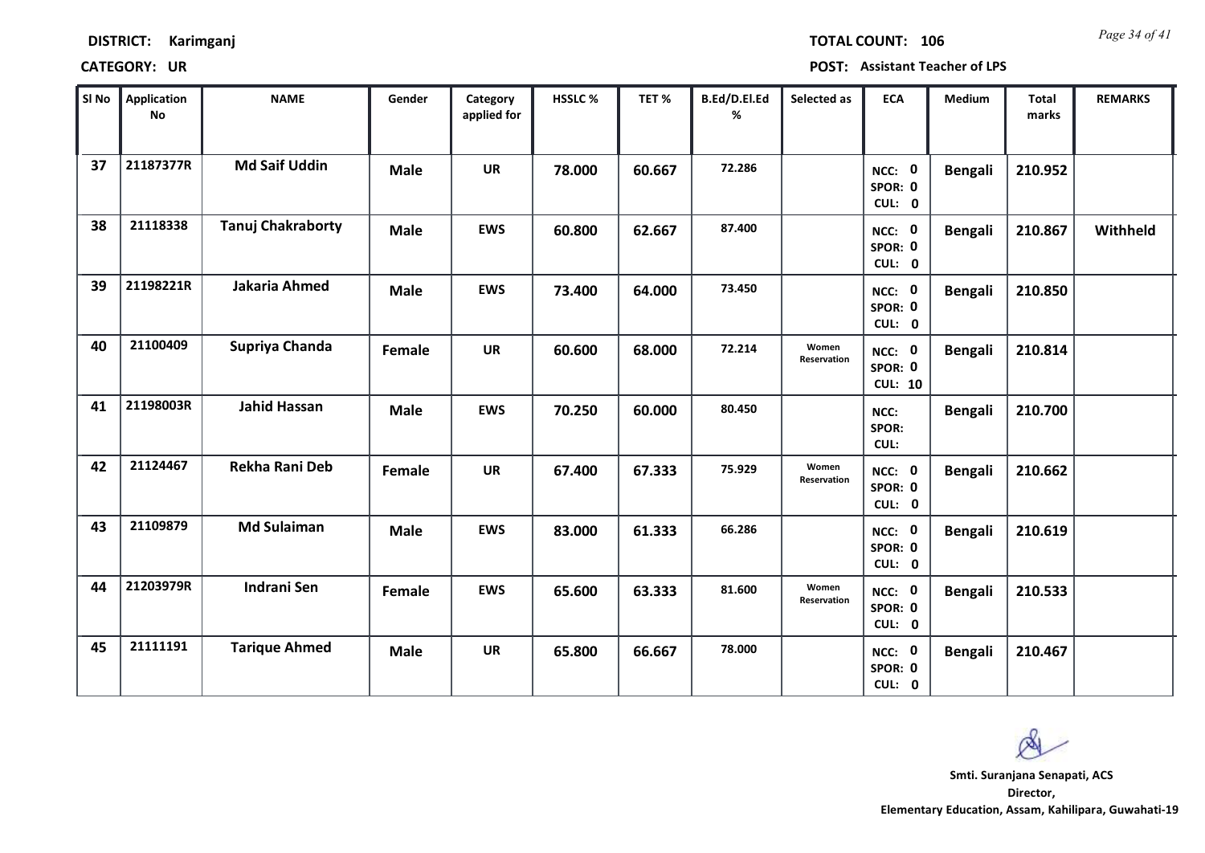**DISTRICT:** Karimganj

**TOTAL COUNT:** 106

**CATEGORY:** UR

**POST:** Assistant Teacher of LPS

| Sl No | Application No | NAME | Gender | Category applied for | HSSLC % | TET % | B.Ed/D.El.Ed % | Selected as | ECA | Medium | Total marks | REMARKS |
|---|---|---|---|---|---|---|---|---|---|---|---|---|
| 37 | 21187377R | Md Saif Uddin | Male | UR | 78.000 | 60.667 | 72.286 | | NCC: 0 SPOR: 0 CUL: 0 | Bengali | 210.952 | |
| 38 | 21118338 | Tanuj Chakraborty | Male | EWS | 60.800 | 62.667 | 87.400 | | NCC: 0 SPOR: 0 CUL: 0 | Bengali | 210.867 | Withheld |
| 39 | 21198221R | Jakaria Ahmed | Male | EWS | 73.400 | 64.000 | 73.450 | | NCC: 0 SPOR: 0 CUL: 0 | Bengali | 210.850 | |
| 40 | 21100409 | Supriya Chanda | Female | UR | 60.600 | 68.000 | 72.214 | Women Reservation | NCC: 0 SPOR: 0 CUL: 10 | Bengali | 210.814 | |
| 41 | 21198003R | Jahid Hassan | Male | EWS | 70.250 | 60.000 | 80.450 | | NCC: SPOR: CUL: | Bengali | 210.700 | |
| 42 | 21124467 | Rekha Rani Deb | Female | UR | 67.400 | 67.333 | 75.929 | Women Reservation | NCC: 0 SPOR: 0 CUL: 0 | Bengali | 210.662 | |
| 43 | 21109879 | Md Sulaiman | Male | EWS | 83.000 | 61.333 | 66.286 | | NCC: 0 SPOR: 0 CUL: 0 | Bengali | 210.619 | |
| 44 | 21203979R | Indrani Sen | Female | EWS | 65.600 | 63.333 | 81.600 | Women Reservation | NCC: 0 SPOR: 0 CUL: 0 | Bengali | 210.533 | |
| 45 | 21111191 | Tarique Ahmed | Male | UR | 65.800 | 66.667 | 78.000 | | NCC: 0 SPOR: 0 CUL: 0 | Bengali | 210.467 | |

**Smti. Suranjana Senapati, ACS**
**Director,**
**Elementary Education, Assam, Kahilipara, Guwahati-19**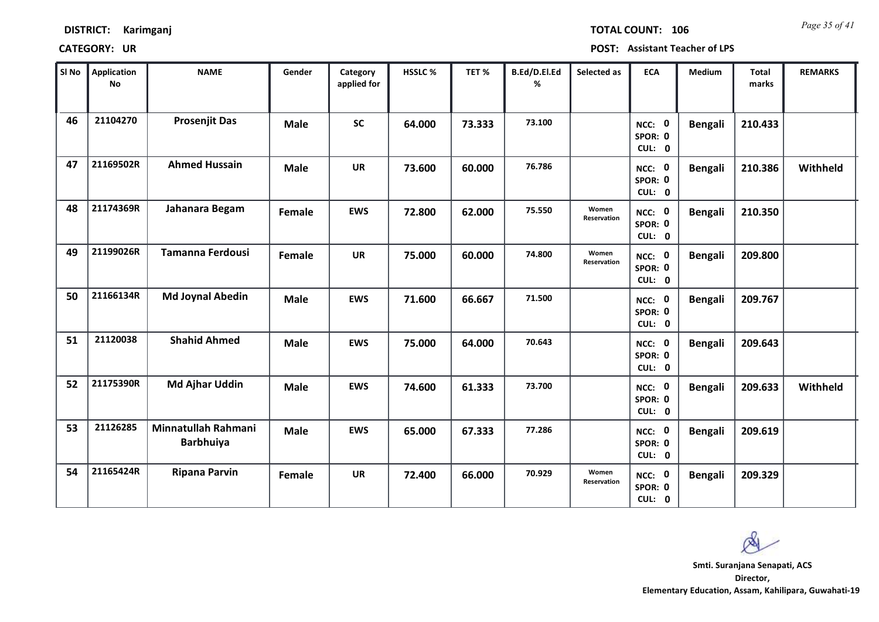**DISTRICT: Karimganj** **TOTAL COUNT: 106**

**CATEGORY: UR** **POST: Assistant Teacher of LPS**

| Sl No | Application No | NAME | Gender | Category applied for | HSSLC % | TET % | B.Ed/D.El.Ed % | Selected as | ECA | Medium | Total marks | REMARKS |
|---|---|---|---|---|---|---|---|---|---|---|---|---|
| 46 | 21104270 | **Prosenjit Das** | Male | SC | 64.000 | 73.333 | 73.100 | | NCC: 0 SPOR: 0 CUL: 0 | Bengali | 210.433 | |
| 47 | 21169502R | **Ahmed Hussain** | Male | UR | 73.600 | 60.000 | 76.786 | | NCC: 0 SPOR: 0 CUL: 0 | Bengali | 210.386 | Withheld |
| 48 | 21174369R | **Jahanara Begam** | Female | EWS | 72.800 | 62.000 | 75.550 | Women Reservation | NCC: 0 SPOR: 0 CUL: 0 | Bengali | 210.350 | |
| 49 | 21199026R | **Tamanna Ferdousi** | Female | UR | 75.000 | 60.000 | 74.800 | Women Reservation | NCC: 0 SPOR: 0 CUL: 0 | Bengali | 209.800 | |
| 50 | 21166134R | **Md Joynal Abedin** | Male | EWS | 71.600 | 66.667 | 71.500 | | NCC: 0 SPOR: 0 CUL: 0 | Bengali | 209.767 | |
| 51 | 21120038 | **Shahid Ahmed** | Male | EWS | 75.000 | 64.000 | 70.643 | | NCC: 0 SPOR: 0 CUL: 0 | Bengali | 209.643 | |
| 52 | 21175390R | **Md Ajhar Uddin** | Male | EWS | 74.600 | 61.333 | 73.700 | | NCC: 0 SPOR: 0 CUL: 0 | Bengali | 209.633 | Withheld |
| 53 | 21126285 | **Minnatullah Rahmani Barbhuiya** | Male | EWS | 65.000 | 67.333 | 77.286 | | NCC: 0 SPOR: 0 CUL: 0 | Bengali | 209.619 | |
| 54 | 21165424R | **Ripana Parvin** | Female | UR | 72.400 | 66.000 | 70.929 | Women Reservation | NCC: 0 SPOR: 0 CUL: 0 | Bengali | 209.329 | |

**Smti. Suranjana Senapati, ACS**
**Director,**
**Elementary Education, Assam, Kahilipara, Guwahati-19**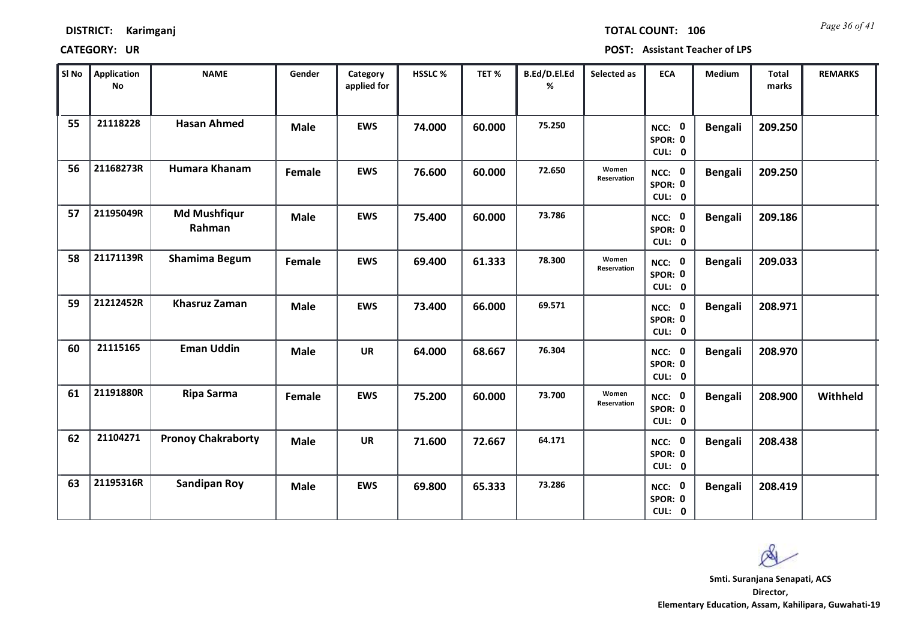**DISTRICT:** Karimganj **TOTAL COUNT:** 106

**CATEGORY:** UR **POST:** Assistant Teacher of LPS

| Sl No | Application No | NAME | Gender | Category applied for | HSSLC % | TET % | B.Ed/D.El.Ed % | Selected as | ECA | Medium | Total marks | REMARKS |
|---|---|---|---|---|---|---|---|---|---|---|---|---|
| 55 | 21118228 | Hasan Ahmed | Male | EWS | 74.000 | 60.000 | 75.250 | | NCC: 0 SPOR: 0 CUL: 0 | Bengali | 209.250 | |
| 56 | 21168273R | Humara Khanam | Female | EWS | 76.600 | 60.000 | 72.650 | Women Reservation | NCC: 0 SPOR: 0 CUL: 0 | Bengali | 209.250 | |
| 57 | 21195049R | Md Mushfiqur Rahman | Male | EWS | 75.400 | 60.000 | 73.786 | | NCC: 0 SPOR: 0 CUL: 0 | Bengali | 209.186 | |
| 58 | 21171139R | Shamima Begum | Female | EWS | 69.400 | 61.333 | 78.300 | Women Reservation | NCC: 0 SPOR: 0 CUL: 0 | Bengali | 209.033 | |
| 59 | 21212452R | Khasruz Zaman | Male | EWS | 73.400 | 66.000 | 69.571 | | NCC: 0 SPOR: 0 CUL: 0 | Bengali | 208.971 | |
| 60 | 21115165 | Eman Uddin | Male | UR | 64.000 | 68.667 | 76.304 | | NCC: 0 SPOR: 0 CUL: 0 | Bengali | 208.970 | |
| 61 | 21191880R | Ripa Sarma | Female | EWS | 75.200 | 60.000 | 73.700 | Women Reservation | NCC: 0 SPOR: 0 CUL: 0 | Bengali | 208.900 | Withheld |
| 62 | 21104271 | Pronoy Chakraborty | Male | UR | 71.600 | 72.667 | 64.171 | | NCC: 0 SPOR: 0 CUL: 0 | Bengali | 208.438 | |
| 63 | 21195316R | Sandipan Roy | Male | EWS | 69.800 | 65.333 | 73.286 | | NCC: 0 SPOR: 0 CUL: 0 | Bengali | 208.419 | |

**Smti. Suranjana Senapati, ACS**
**Director,**
**Elementary Education, Assam, Kahilipara, Guwahati-19**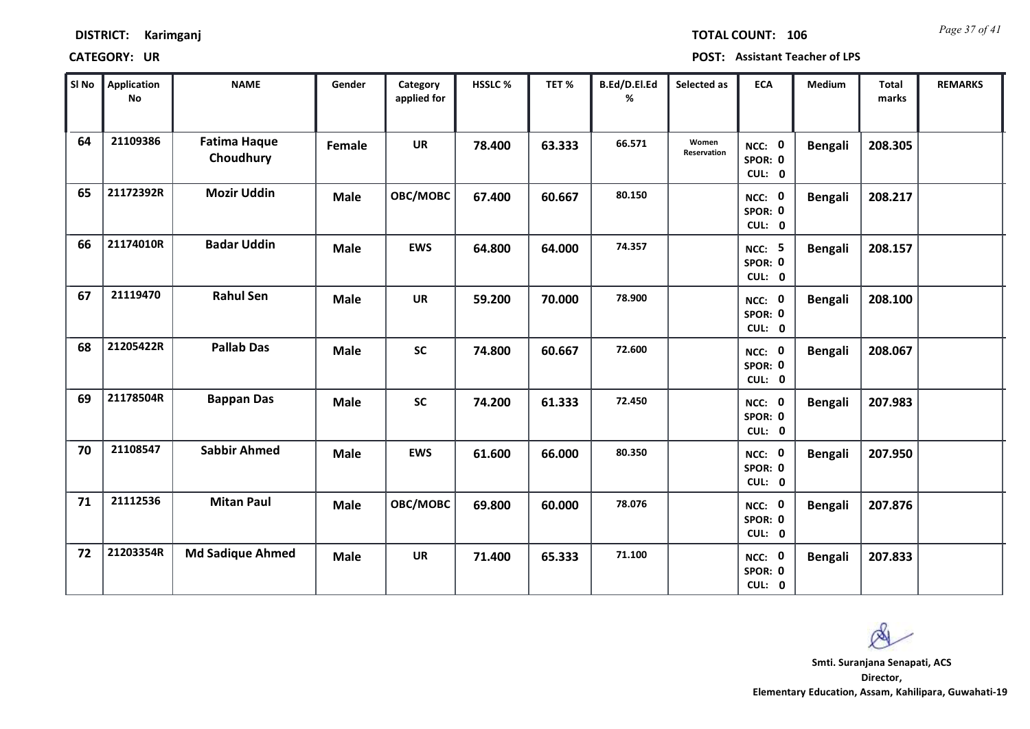**DISTRICT:** Karimganj

**TOTAL COUNT:** 106

**CATEGORY:** UR

**POST:** Assistant Teacher of LPS

| Sl No | Application No | NAME | Gender | Category applied for | HSSLC % | TET % | B.Ed/D.El.Ed % | Selected as | ECA | Medium | Total marks | REMARKS |
|---|---|---|---|---|---|---|---|---|---|---|---|---|
| 64 | 21109386 | Fatima Haque Choudhury | Female | UR | 78.400 | 63.333 | 66.571 | Women Reservation | NCC: 0 SPOR: 0 CUL: 0 | Bengali | 208.305 | |
| 65 | 21172392R | Mozir Uddin | Male | OBC/MOBC | 67.400 | 60.667 | 80.150 | | NCC: 0 SPOR: 0 CUL: 0 | Bengali | 208.217 | |
| 66 | 21174010R | Badar Uddin | Male | EWS | 64.800 | 64.000 | 74.357 | | NCC: 5 SPOR: 0 CUL: 0 | Bengali | 208.157 | |
| 67 | 21119470 | Rahul Sen | Male | UR | 59.200 | 70.000 | 78.900 | | NCC: 0 SPOR: 0 CUL: 0 | Bengali | 208.100 | |
| 68 | 21205422R | Pallab Das | Male | SC | 74.800 | 60.667 | 72.600 | | NCC: 0 SPOR: 0 CUL: 0 | Bengali | 208.067 | |
| 69 | 21178504R | Bappan Das | Male | SC | 74.200 | 61.333 | 72.450 | | NCC: 0 SPOR: 0 CUL: 0 | Bengali | 207.983 | |
| 70 | 21108547 | Sabbir Ahmed | Male | EWS | 61.600 | 66.000 | 80.350 | | NCC: 0 SPOR: 0 CUL: 0 | Bengali | 207.950 | |
| 71 | 21112536 | Mitan Paul | Male | OBC/MOBC | 69.800 | 60.000 | 78.076 | | NCC: 0 SPOR: 0 CUL: 0 | Bengali | 207.876 | |
| 72 | 21203354R | Md Sadique Ahmed | Male | UR | 71.400 | 65.333 | 71.100 | | NCC: 0 SPOR: 0 CUL: 0 | Bengali | 207.833 | |

**Smti. Suranjana Senapati, ACS**
**Director,**
**Elementary Education, Assam, Kahilipara, Guwahati-19**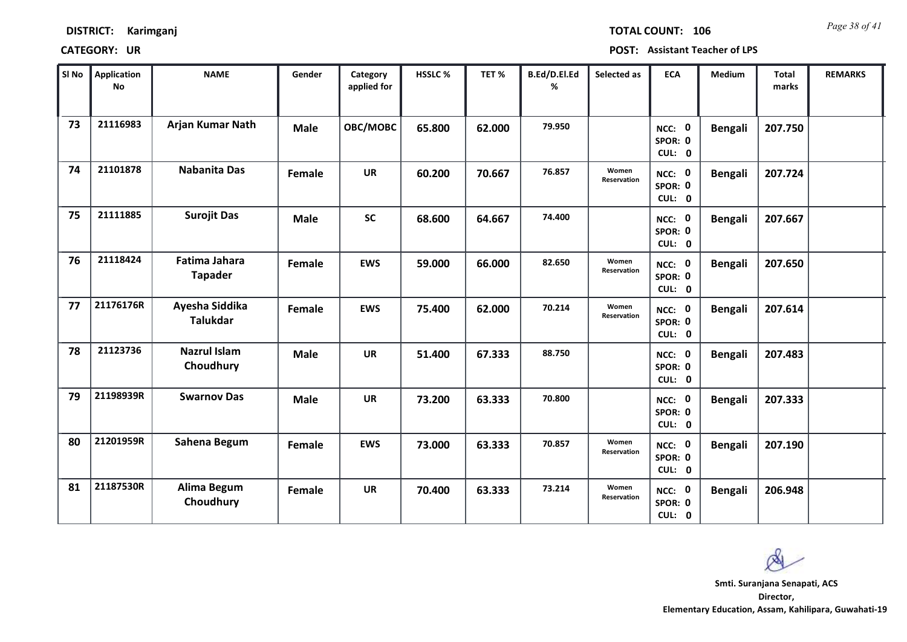**DISTRICT:** Karimganj **TOTAL COUNT:** 106

**CATEGORY:** UR **POST:** Assistant Teacher of LPS

| Sl No | Application No | NAME | Gender | Category applied for | HSSLC % | TET % | B.Ed/D.El.Ed % | Selected as | ECA | Medium | Total marks | REMARKS |
|---|---|---|---|---|---|---|---|---|---|---|---|---|
| 73 | 21116983 | Arjan Kumar Nath | Male | OBC/MOBC | 65.800 | 62.000 | 79.950 | | NCC: 0 SPOR: 0 CUL: 0 | Bengali | 207.750 | |
| 74 | 21101878 | Nabanita Das | Female | UR | 60.200 | 70.667 | 76.857 | Women Reservation | NCC: 0 SPOR: 0 CUL: 0 | Bengali | 207.724 | |
| 75 | 21111885 | Surojit Das | Male | SC | 68.600 | 64.667 | 74.400 | | NCC: 0 SPOR: 0 CUL: 0 | Bengali | 207.667 | |
| 76 | 21118424 | Fatima Jahara Tapader | Female | EWS | 59.000 | 66.000 | 82.650 | Women Reservation | NCC: 0 SPOR: 0 CUL: 0 | Bengali | 207.650 | |
| 77 | 21176176R | Ayesha Siddika Talukdar | Female | EWS | 75.400 | 62.000 | 70.214 | Women Reservation | NCC: 0 SPOR: 0 CUL: 0 | Bengali | 207.614 | |
| 78 | 21123736 | Nazrul Islam Choudhury | Male | UR | 51.400 | 67.333 | 88.750 | | NCC: 0 SPOR: 0 CUL: 0 | Bengali | 207.483 | |
| 79 | 21198939R | Swarnov Das | Male | UR | 73.200 | 63.333 | 70.800 | | NCC: 0 SPOR: 0 CUL: 0 | Bengali | 207.333 | |
| 80 | 21201959R | Sahena Begum | Female | EWS | 73.000 | 63.333 | 70.857 | Women Reservation | NCC: 0 SPOR: 0 CUL: 0 | Bengali | 207.190 | |
| 81 | 21187530R | Alima Begum Choudhury | Female | UR | 70.400 | 63.333 | 73.214 | Women Reservation | NCC: 0 SPOR: 0 CUL: 0 | Bengali | 206.948 | |

**Smti. Suranjana Senapati, ACS**
**Director,**
**Elementary Education, Assam, Kahilipara, Guwahati-19**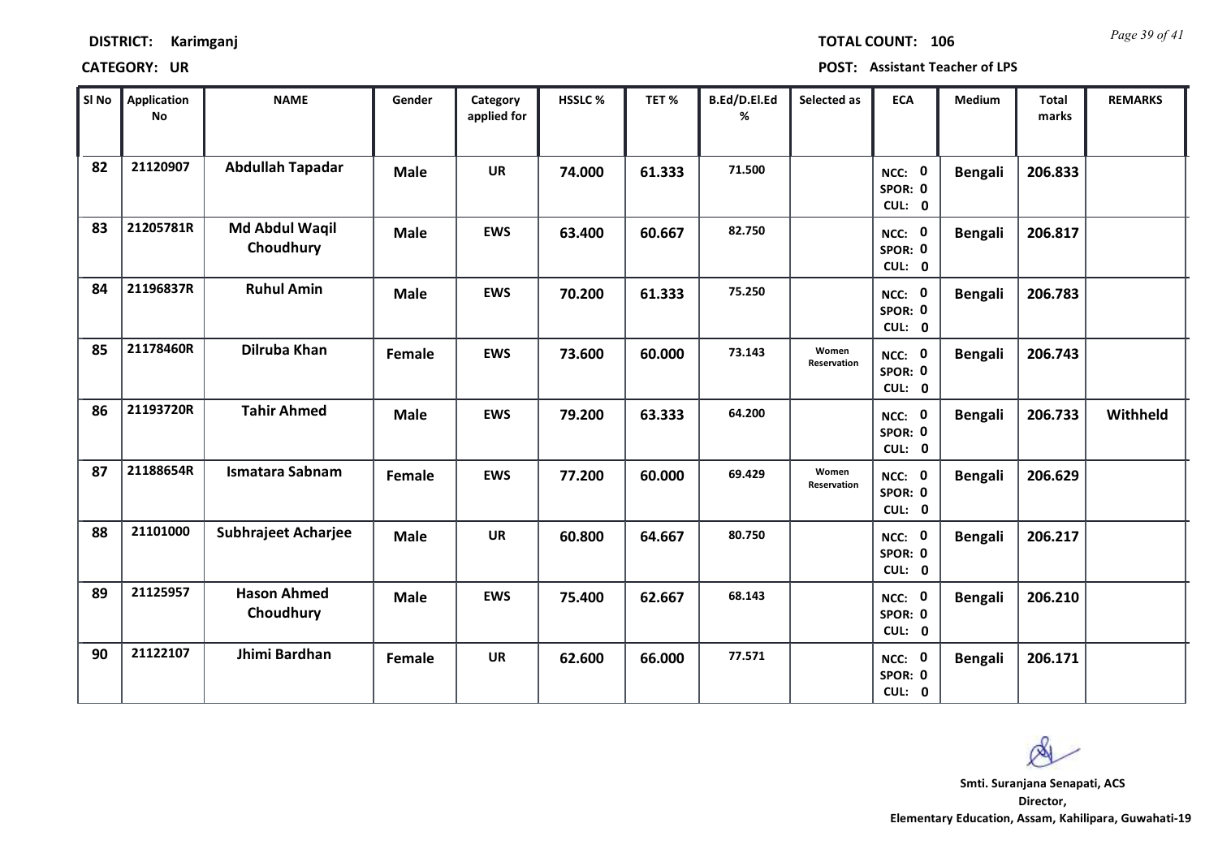**DISTRICT: Karimganj** **TOTAL COUNT: 106**

**CATEGORY: UR** **POST: Assistant Teacher of LPS**

| Sl No | Application No | NAME | Gender | Category applied for | HSSLC % | TET % | B.Ed/D.El.Ed % | Selected as | ECA | Medium | Total marks | REMARKS |
|---|---|---|---|---|---|---|---|---|---|---|---|---|
| 82 | 21120907 | **Abdullah Tapadar** | Male | UR | 74.000 | 61.333 | 71.500 | | NCC: 0 SPOR: 0 CUL: 0 | Bengali | 206.833 | |
| 83 | 21205781R | **Md Abdul Waqil Choudhury** | Male | EWS | 63.400 | 60.667 | 82.750 | | NCC: 0 SPOR: 0 CUL: 0 | Bengali | 206.817 | |
| 84 | 21196837R | **Ruhul Amin** | Male | EWS | 70.200 | 61.333 | 75.250 | | NCC: 0 SPOR: 0 CUL: 0 | Bengali | 206.783 | |
| 85 | 21178460R | **Dilruba Khan** | Female | EWS | 73.600 | 60.000 | 73.143 | Women Reservation | NCC: 0 SPOR: 0 CUL: 0 | Bengali | 206.743 | |
| 86 | 21193720R | **Tahir Ahmed** | Male | EWS | 79.200 | 63.333 | 64.200 | | NCC: 0 SPOR: 0 CUL: 0 | Bengali | 206.733 | Withheld |
| 87 | 21188654R | **Ismatara Sabnam** | Female | EWS | 77.200 | 60.000 | 69.429 | Women Reservation | NCC: 0 SPOR: 0 CUL: 0 | Bengali | 206.629 | |
| 88 | 21101000 | **Subhrajeet Acharjee** | Male | UR | 60.800 | 64.667 | 80.750 | | NCC: 0 SPOR: 0 CUL: 0 | Bengali | 206.217 | |
| 89 | 21125957 | **Hason Ahmed Choudhury** | Male | EWS | 75.400 | 62.667 | 68.143 | | NCC: 0 SPOR: 0 CUL: 0 | Bengali | 206.210 | |
| 90 | 21122107 | **Jhimi Bardhan** | Female | UR | 62.600 | 66.000 | 77.571 | | NCC: 0 SPOR: 0 CUL: 0 | Bengali | 206.171 | |

**Smti. Suranjana Senapati, ACS**
**Director,**
**Elementary Education, Assam, Kahilipara, Guwahati-19**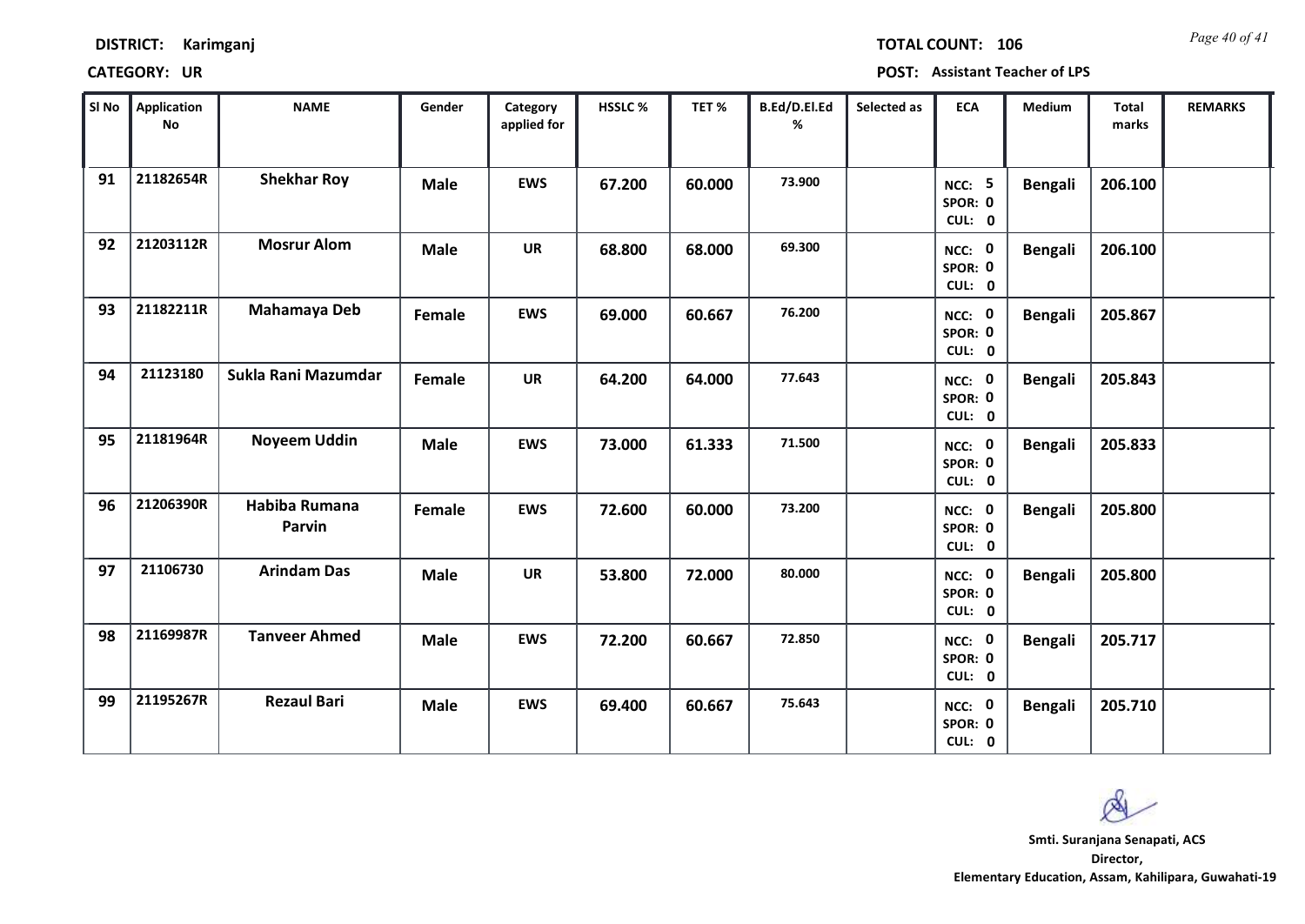**DISTRICT:** Karimganj **TOTAL COUNT:** 106

**CATEGORY:** UR **POST:** Assistant Teacher of LPS

| Sl No | Application No | NAME | Gender | Category applied for | HSSLC % | TET % | B.Ed/D.El.Ed % | Selected as | ECA | Medium | Total marks | REMARKS |
|---|---|---|---|---|---|---|---|---|---|---|---|---|
| 91 | 21182654R | Shekhar Roy | Male | EWS | 67.200 | 60.000 | 73.900 | | NCC: 5 SPOR: 0 CUL: 0 | Bengali | 206.100 | |
| 92 | 21203112R | Mosrur Alom | Male | UR | 68.800 | 68.000 | 69.300 | | NCC: 0 SPOR: 0 CUL: 0 | Bengali | 206.100 | |
| 93 | 21182211R | Mahamaya Deb | Female | EWS | 69.000 | 60.667 | 76.200 | | NCC: 0 SPOR: 0 CUL: 0 | Bengali | 205.867 | |
| 94 | 21123180 | Sukla Rani Mazumdar | Female | UR | 64.200 | 64.000 | 77.643 | | NCC: 0 SPOR: 0 CUL: 0 | Bengali | 205.843 | |
| 95 | 21181964R | Noyeem Uddin | Male | EWS | 73.000 | 61.333 | 71.500 | | NCC: 0 SPOR: 0 CUL: 0 | Bengali | 205.833 | |
| 96 | 21206390R | Habiba Rumana Parvin | Female | EWS | 72.600 | 60.000 | 73.200 | | NCC: 0 SPOR: 0 CUL: 0 | Bengali | 205.800 | |
| 97 | 21106730 | Arindam Das | Male | UR | 53.800 | 72.000 | 80.000 | | NCC: 0 SPOR: 0 CUL: 0 | Bengali | 205.800 | |
| 98 | 21169987R | Tanveer Ahmed | Male | EWS | 72.200 | 60.667 | 72.850 | | NCC: 0 SPOR: 0 CUL: 0 | Bengali | 205.717 | |
| 99 | 21195267R | Rezaul Bari | Male | EWS | 69.400 | 60.667 | 75.643 | | NCC: 0 SPOR: 0 CUL: 0 | Bengali | 205.710 | |

**Smti. Suranjana Senapati, ACS**
**Director,**
**Elementary Education, Assam, Kahilipara, Guwahati-19**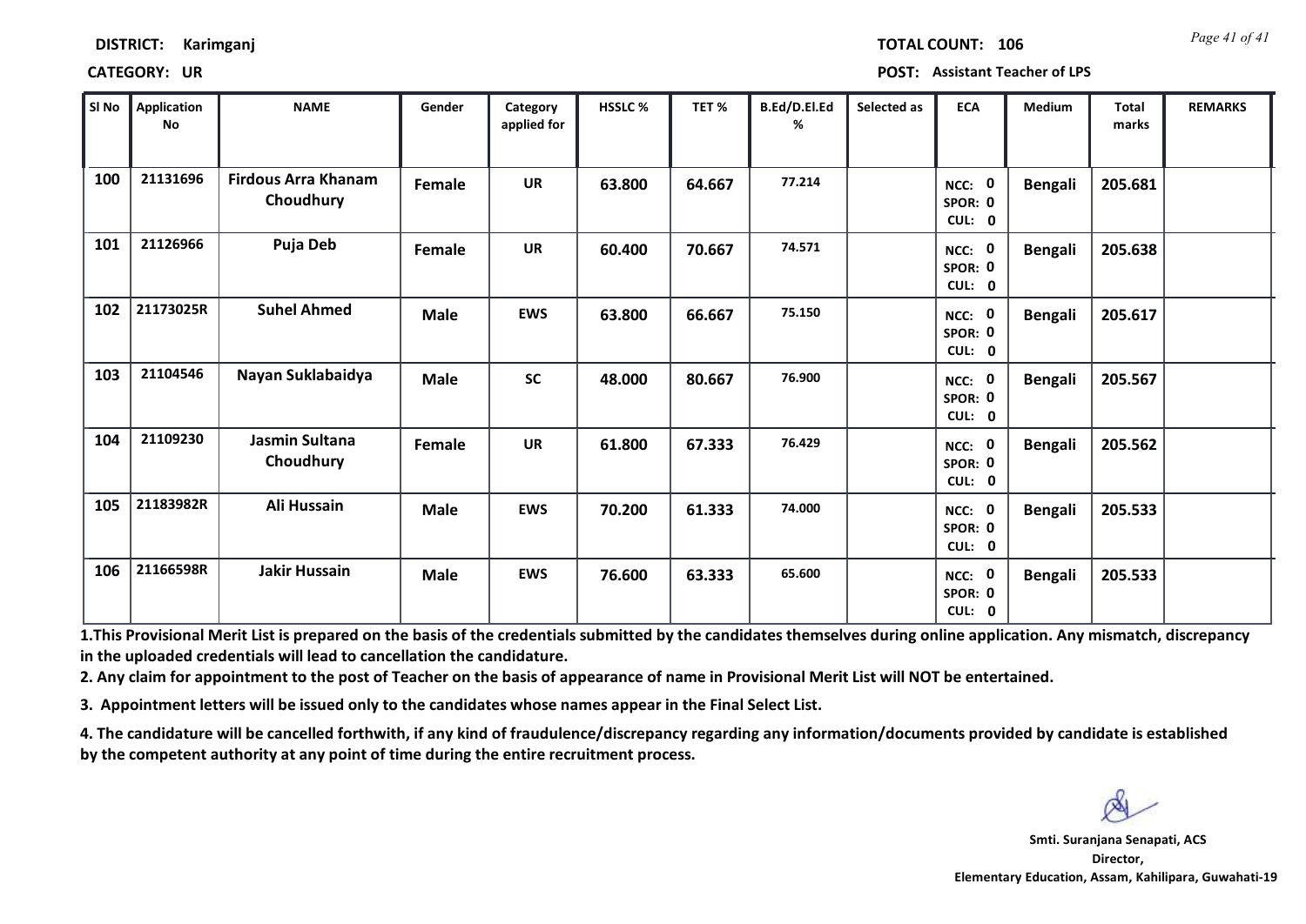**DISTRICT: Karimganj** **TOTAL COUNT: 106**

**CATEGORY: UR** **POST: Assistant Teacher of LPS**

| Sl No | Application No | NAME | Gender | Category applied for | HSSLC % | TET % | B.Ed/D.El.Ed % | Selected as | ECA | Medium | Total marks | REMARKS |
|---|---|---|---|---|---|---|---|---|---|---|---|---|
| 100 | 21131696 | Firdous Arra Khanam Choudhury | Female | UR | 63.800 | 64.667 | 77.214 | | NCC: 0 SPOR: 0 CUL: 0 | Bengali | 205.681 | |
| 101 | 21126966 | Puja Deb | Female | UR | 60.400 | 70.667 | 74.571 | | NCC: 0 SPOR: 0 CUL: 0 | Bengali | 205.638 | |
| 102 | 21173025R | Suhel Ahmed | Male | EWS | 63.800 | 66.667 | 75.150 | | NCC: 0 SPOR: 0 CUL: 0 | Bengali | 205.617 | |
| 103 | 21104546 | Nayan Suklabaidya | Male | SC | 48.000 | 80.667 | 76.900 | | NCC: 0 SPOR: 0 CUL: 0 | Bengali | 205.567 | |
| 104 | 21109230 | Jasmin Sultana Choudhury | Female | UR | 61.800 | 67.333 | 76.429 | | NCC: 0 SPOR: 0 CUL: 0 | Bengali | 205.562 | |
| 105 | 21183982R | Ali Hussain | Male | EWS | 70.200 | 61.333 | 74.000 | | NCC: 0 SPOR: 0 CUL: 0 | Bengali | 205.533 | |
| 106 | 21166598R | Jakir Hussain | Male | EWS | 76.600 | 63.333 | 65.600 | | NCC: 0 SPOR: 0 CUL: 0 | Bengali | 205.533 | |

**1.This Provisional Merit List is prepared on the basis of the credentials submitted by the candidates themselves during online application. Any mismatch, discrepancy in the uploaded credentials will lead to cancellation the candidature.**

**2. Any claim for appointment to the post of Teacher on the basis of appearance of name in Provisional Merit List will NOT be entertained.**

**3. Appointment letters will be issued only to the candidates whose names appear in the Final Select List.**

**4. The candidature will be cancelled forthwith, if any kind of fraudulence/discrepancy regarding any information/documents provided by candidate is established by the competent authority at any point of time during the entire recruitment process.**

**Smti. Suranjana Senapati, ACS**
**Director,**
**Elementary Education, Assam, Kahilipara, Guwahati-19**